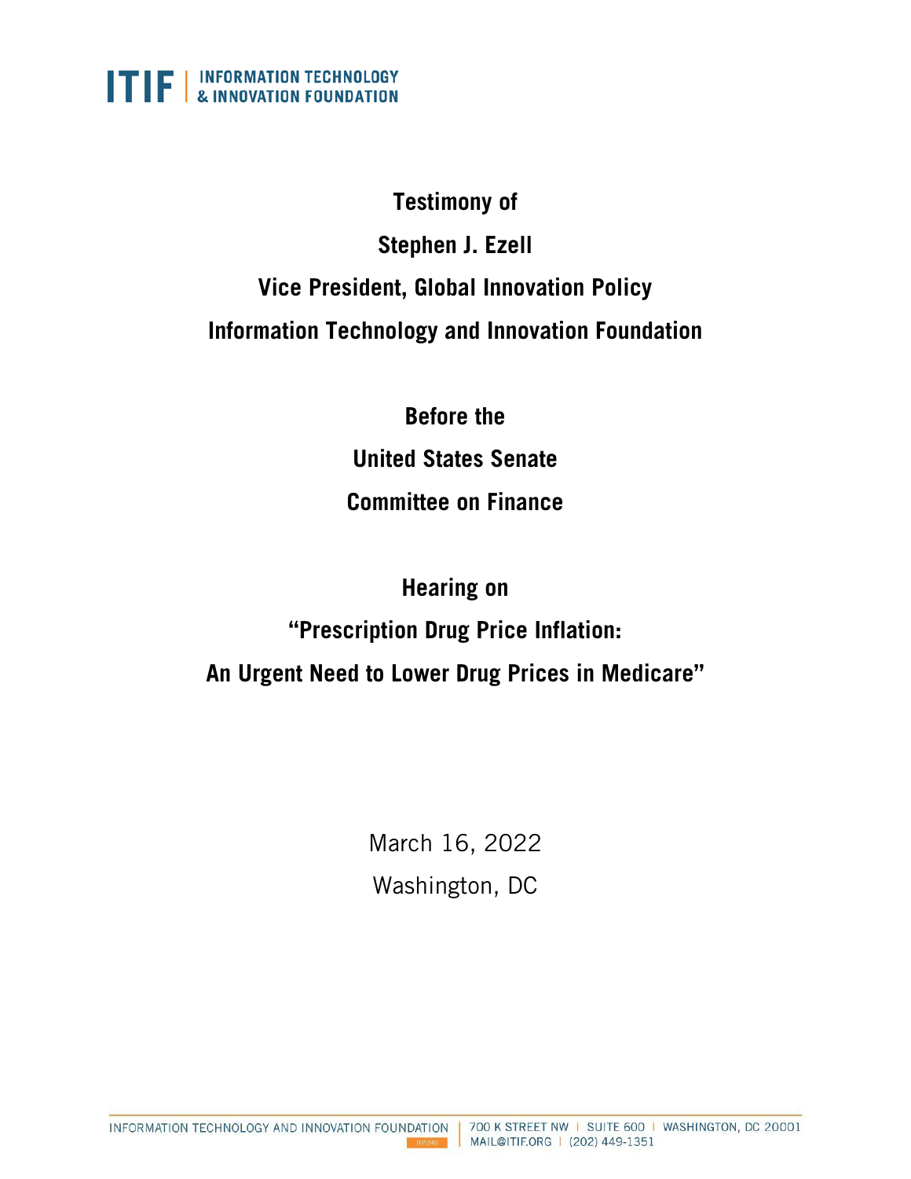ITIF | INFORMATION TECHNOLOGY & INNOVATION FOUNDATION

**Testimony of**

**Stephen J. Ezell**

**Vice President, Global Innovation Policy**

**Information Technology and Innovation Foundation**

**Before the**

**United States Senate**

**Committee on Finance**

**Hearing on**

**"Prescription Drug Price Inflation:**

**An Urgent Need to Lower Drug Prices in Medicare"**

March 16, 2022

Washington, DC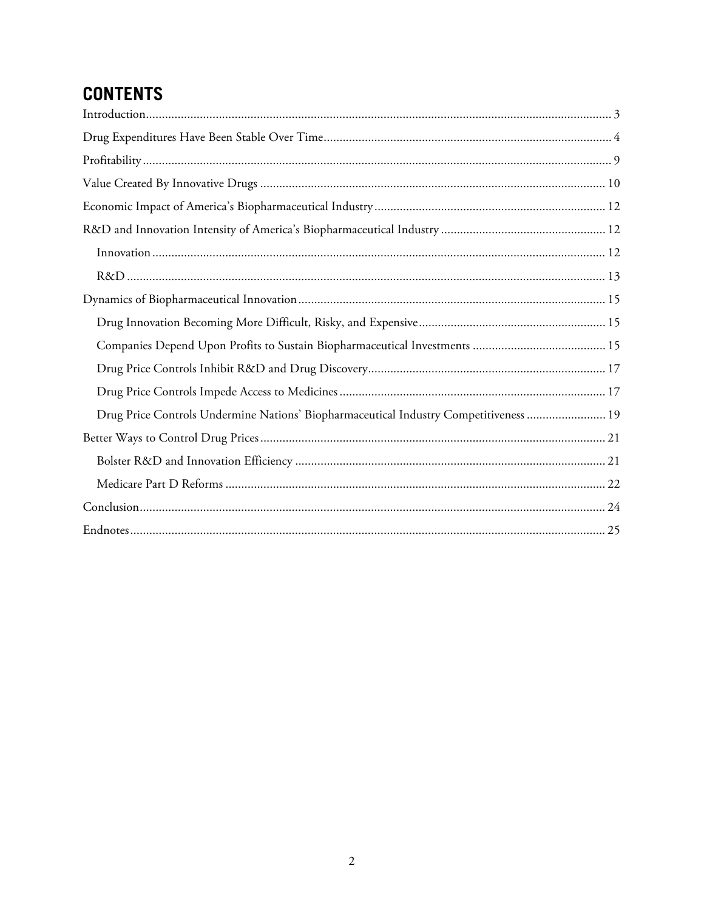# CONTENTS

Introduction .................................................................................................................................... 3

Drug Expenditures Have Been Stable Over Time ........................................................................... 4

Profitability ..................................................................................................................................... 9

Value Created By Innovative Drugs ............................................................................................. 10

Economic Impact of America's Biopharmaceutical Industry ......................................................... 12

R&D and Innovation Intensity of America's Biopharmaceutical Industry .................................... 12

- Innovation ................................................................................................................................ 12
- R&D ........................................................................................................................................ 13

Dynamics of Biopharmaceutical Innovation ................................................................................. 15

- Drug Innovation Becoming More Difficult, Risky, and Expensive ........................................... 15
- Companies Depend Upon Profits to Sustain Biopharmaceutical Investments .......................... 15
- Drug Price Controls Inhibit R&D and Drug Discovery ........................................................... 17
- Drug Price Controls Impede Access to Medicines .................................................................... 17
- Drug Price Controls Undermine Nations' Biopharmaceutical Industry Competitiveness ......................... 19

Better Ways to Control Drug Prices ............................................................................................. 21

- Bolster R&D and Innovation Efficiency .................................................................................. 21
- Medicare Part D Reforms ........................................................................................................ 22

Conclusion .................................................................................................................................... 24

Endnotes ....................................................................................................................................... 25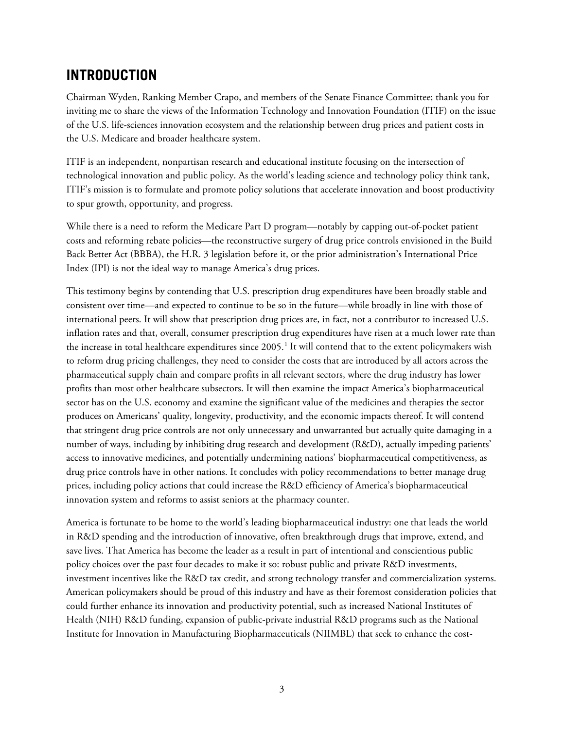## INTRODUCTION

Chairman Wyden, Ranking Member Crapo, and members of the Senate Finance Committee; thank you for inviting me to share the views of the Information Technology and Innovation Foundation (ITIF) on the issue of the U.S. life-sciences innovation ecosystem and the relationship between drug prices and patient costs in the U.S. Medicare and broader healthcare system.

ITIF is an independent, nonpartisan research and educational institute focusing on the intersection of technological innovation and public policy. As the world's leading science and technology policy think tank, ITIF's mission is to formulate and promote policy solutions that accelerate innovation and boost productivity to spur growth, opportunity, and progress.

While there is a need to reform the Medicare Part D program—notably by capping out-of-pocket patient costs and reforming rebate policies—the reconstructive surgery of drug price controls envisioned in the Build Back Better Act (BBBA), the H.R. 3 legislation before it, or the prior administration's International Price Index (IPI) is not the ideal way to manage America's drug prices.

This testimony begins by contending that U.S. prescription drug expenditures have been broadly stable and consistent over time—and expected to continue to be so in the future—while broadly in line with those of international peers. It will show that prescription drug prices are, in fact, not a contributor to increased U.S. inflation rates and that, overall, consumer prescription drug expenditures have risen at a much lower rate than the increase in total healthcare expenditures since 2005.[1] It will contend that to the extent policymakers wish to reform drug pricing challenges, they need to consider the costs that are introduced by all actors across the pharmaceutical supply chain and compare profits in all relevant sectors, where the drug industry has lower profits than most other healthcare subsectors. It will then examine the impact America's biopharmaceutical sector has on the U.S. economy and examine the significant value of the medicines and therapies the sector produces on Americans' quality, longevity, productivity, and the economic impacts thereof. It will contend that stringent drug price controls are not only unnecessary and unwarranted but actually quite damaging in a number of ways, including by inhibiting drug research and development (R&D), actually impeding patients' access to innovative medicines, and potentially undermining nations' biopharmaceutical competitiveness, as drug price controls have in other nations. It concludes with policy recommendations to better manage drug prices, including policy actions that could increase the R&D efficiency of America's biopharmaceutical innovation system and reforms to assist seniors at the pharmacy counter.

America is fortunate to be home to the world's leading biopharmaceutical industry: one that leads the world in R&D spending and the introduction of innovative, often breakthrough drugs that improve, extend, and save lives. That America has become the leader as a result in part of intentional and conscientious public policy choices over the past four decades to make it so: robust public and private R&D investments, investment incentives like the R&D tax credit, and strong technology transfer and commercialization systems. American policymakers should be proud of this industry and have as their foremost consideration policies that could further enhance its innovation and productivity potential, such as increased National Institutes of Health (NIH) R&D funding, expansion of public-private industrial R&D programs such as the National Institute for Innovation in Manufacturing Biopharmaceuticals (NIIMBL) that seek to enhance the cost-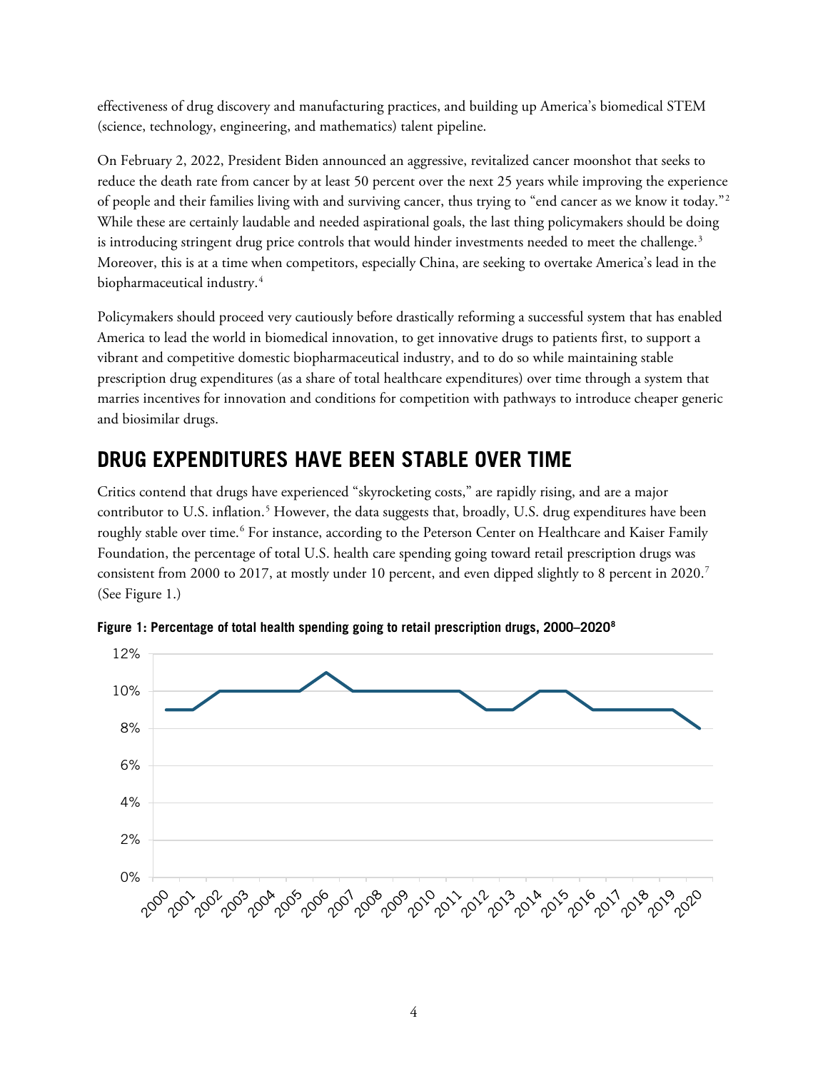effectiveness of drug discovery and manufacturing practices, and building up America's biomedical STEM (science, technology, engineering, and mathematics) talent pipeline.

On February 2, 2022, President Biden announced an aggressive, revitalized cancer moonshot that seeks to reduce the death rate from cancer by at least 50 percent over the next 25 years while improving the experience of people and their families living with and surviving cancer, thus trying to "end cancer as we know it today."[2] While these are certainly laudable and needed aspirational goals, the last thing policymakers should be doing is introducing stringent drug price controls that would hinder investments needed to meet the challenge.[3] Moreover, this is at a time when competitors, especially China, are seeking to overtake America's lead in the biopharmaceutical industry.[4]

Policymakers should proceed very cautiously before drastically reforming a successful system that has enabled America to lead the world in biomedical innovation, to get innovative drugs to patients first, to support a vibrant and competitive domestic biopharmaceutical industry, and to do so while maintaining stable prescription drug expenditures (as a share of total healthcare expenditures) over time through a system that marries incentives for innovation and conditions for competition with pathways to introduce cheaper generic and biosimilar drugs.

## DRUG EXPENDITURES HAVE BEEN STABLE OVER TIME

Critics contend that drugs have experienced "skyrocketing costs," are rapidly rising, and are a major contributor to U.S. inflation.[5] However, the data suggests that, broadly, U.S. drug expenditures have been roughly stable over time.[6] For instance, according to the Peterson Center on Healthcare and Kaiser Family Foundation, the percentage of total U.S. health care spending going toward retail prescription drugs was consistent from 2000 to 2017, at mostly under 10 percent, and even dipped slightly to 8 percent in 2020.[7] (See Figure 1.)

**Figure 1: Percentage of total health spending going to retail prescription drugs, 2000–2020[8]**

| Year | Percentage |
|---|---|
| 2000 | 9% |
| 2001 | 9% |
| 2002 | 10% |
| 2003 | 10% |
| 2004 | 10% |
| 2005 | 10% |
| 2006 | 11% |
| 2007 | 10% |
| 2008 | 10% |
| 2009 | 10% |
| 2010 | 10% |
| 2011 | 10% |
| 2012 | 9% |
| 2013 | 9% |
| 2014 | 10% |
| 2015 | 10% |
| 2016 | 9% |
| 2017 | 9% |
| 2018 | 9% |
| 2019 | 9% |
| 2020 | 8% |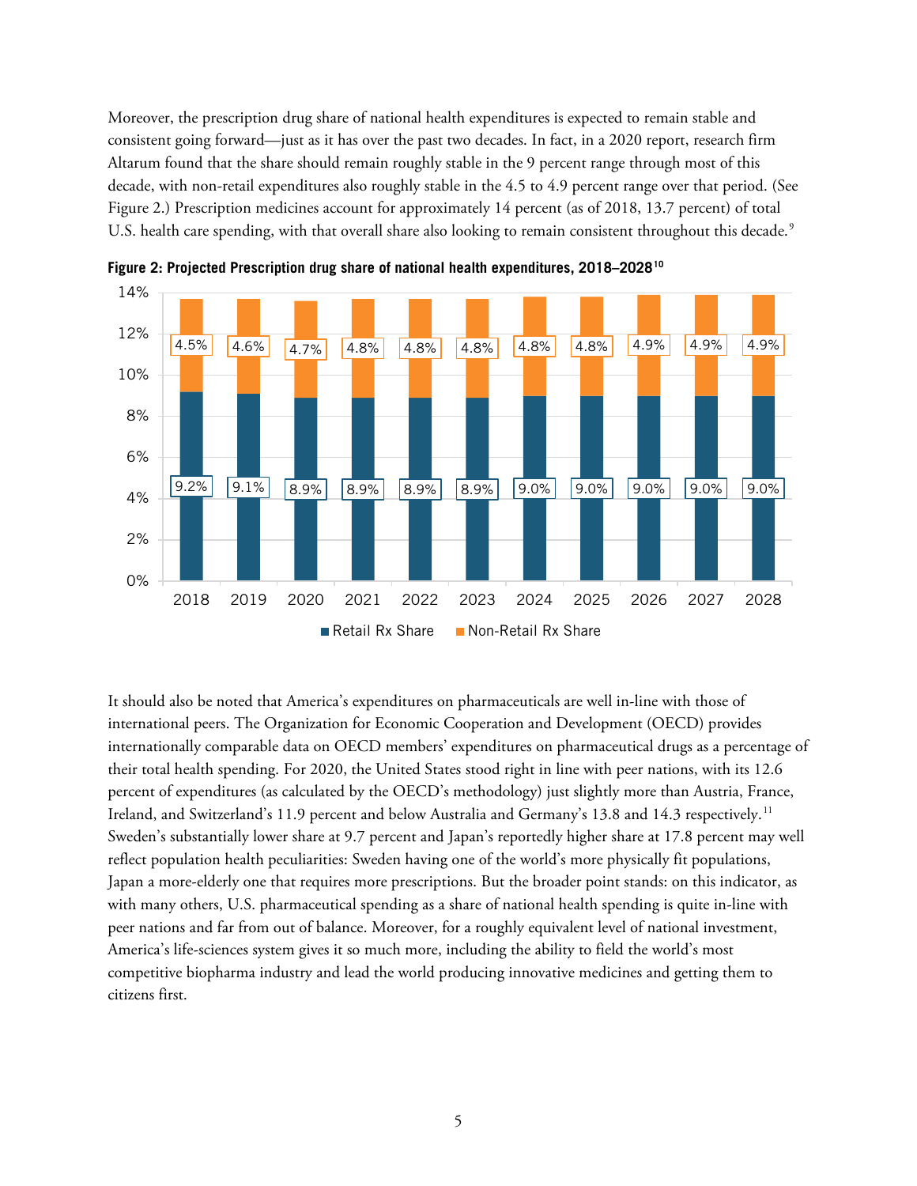Moreover, the prescription drug share of national health expenditures is expected to remain stable and consistent going forward—just as it has over the past two decades. In fact, in a 2020 report, research firm Altarum found that the share should remain roughly stable in the 9 percent range through most of this decade, with non-retail expenditures also roughly stable in the 4.5 to 4.9 percent range over that period. (See Figure 2.) Prescription medicines account for approximately 14 percent (as of 2018, 13.7 percent) of total U.S. health care spending, with that overall share also looking to remain consistent throughout this decade.[9]

**Figure 2: Projected Prescription drug share of national health expenditures, 2018–2028**[10]

| Year | Retail Rx Share | Non-Retail Rx Share |
|---|---|---|
| 2018 | 9.2% | 4.5% |
| 2019 | 9.1% | 4.6% |
| 2020 | 8.9% | 4.7% |
| 2021 | 8.9% | 4.8% |
| 2022 | 8.9% | 4.8% |
| 2023 | 8.9% | 4.8% |
| 2024 | 9.0% | 4.8% |
| 2025 | 9.0% | 4.8% |
| 2026 | 9.0% | 4.9% |
| 2027 | 9.0% | 4.9% |
| 2028 | 9.0% | 4.9% |

It should also be noted that America's expenditures on pharmaceuticals are well in-line with those of international peers. The Organization for Economic Cooperation and Development (OECD) provides internationally comparable data on OECD members' expenditures on pharmaceutical drugs as a percentage of their total health spending. For 2020, the United States stood right in line with peer nations, with its 12.6 percent of expenditures (as calculated by the OECD's methodology) just slightly more than Austria, France, Ireland, and Switzerland's 11.9 percent and below Australia and Germany's 13.8 and 14.3 respectively.[11] Sweden's substantially lower share at 9.7 percent and Japan's reportedly higher share at 17.8 percent may well reflect population health peculiarities: Sweden having one of the world's more physically fit populations, Japan a more-elderly one that requires more prescriptions. But the broader point stands: on this indicator, as with many others, U.S. pharmaceutical spending as a share of national health spending is quite in-line with peer nations and far from out of balance. Moreover, for a roughly equivalent level of national investment, America's life-sciences system gives it so much more, including the ability to field the world's most competitive biopharma industry and lead the world producing innovative medicines and getting them to citizens first.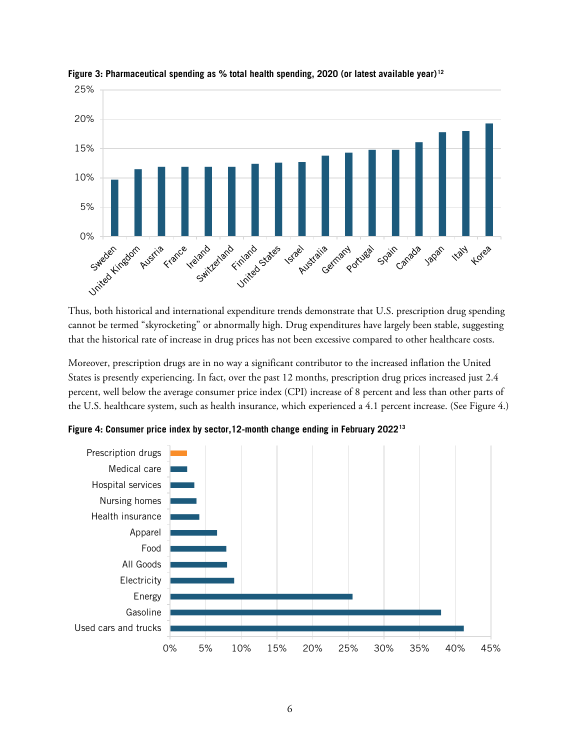**Figure 3: Pharmaceutical spending as % total health spending, 2020 (or latest available year)[12]**

Thus, both historical and international expenditure trends demonstrate that U.S. prescription drug spending cannot be termed "skyrocketing" or abnormally high. Drug expenditures have largely been stable, suggesting that the historical rate of increase in drug prices has not been excessive compared to other healthcare costs.

Moreover, prescription drugs are in no way a significant contributor to the increased inflation the United States is presently experiencing. In fact, over the past 12 months, prescription drug prices increased just 2.4 percent, well below the average consumer price index (CPI) increase of 8 percent and less than other parts of the U.S. healthcare system, such as health insurance, which experienced a 4.1 percent increase. (See Figure 4.)

**Figure 4: Consumer price index by sector,12-month change ending in February 2022[13]**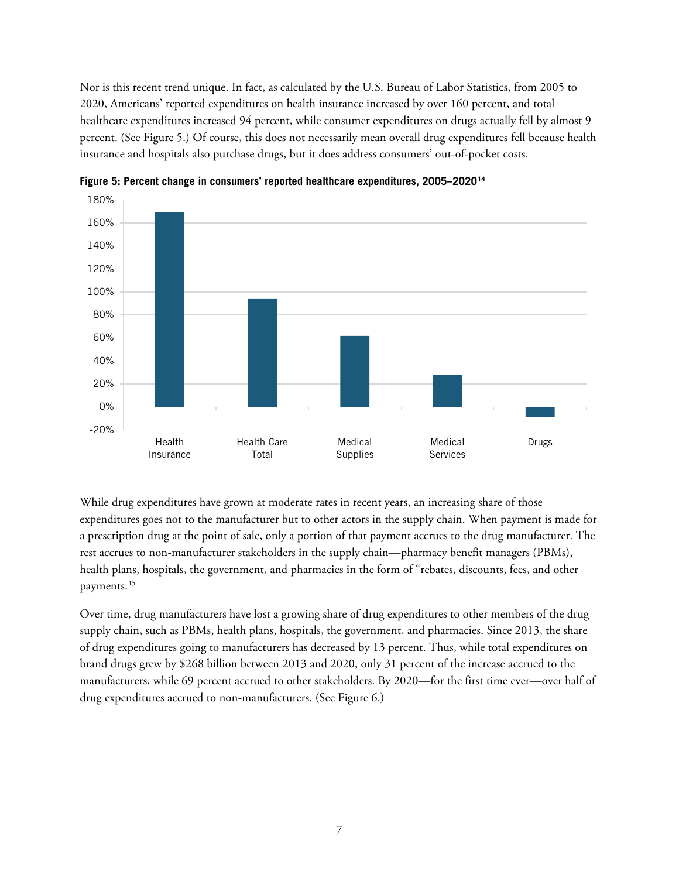Nor is this recent trend unique. In fact, as calculated by the U.S. Bureau of Labor Statistics, from 2005 to 2020, Americans' reported expenditures on health insurance increased by over 160 percent, and total healthcare expenditures increased 94 percent, while consumer expenditures on drugs actually fell by almost 9 percent. (See Figure 5.) Of course, this does not necessarily mean overall drug expenditures fell because health insurance and hospitals also purchase drugs, but it does address consumers' out-of-pocket costs.

**Figure 5: Percent change in consumers' reported healthcare expenditures, 2005–2020**[14]

While drug expenditures have grown at moderate rates in recent years, an increasing share of those expenditures goes not to the manufacturer but to other actors in the supply chain. When payment is made for a prescription drug at the point of sale, only a portion of that payment accrues to the drug manufacturer. The rest accrues to non-manufacturer stakeholders in the supply chain—pharmacy benefit managers (PBMs), health plans, hospitals, the government, and pharmacies in the form of "rebates, discounts, fees, and other payments.[15]

Over time, drug manufacturers have lost a growing share of drug expenditures to other members of the drug supply chain, such as PBMs, health plans, hospitals, the government, and pharmacies. Since 2013, the share of drug expenditures going to manufacturers has decreased by 13 percent. Thus, while total expenditures on brand drugs grew by $268 billion between 2013 and 2020, only 31 percent of the increase accrued to the manufacturers, while 69 percent accrued to other stakeholders. By 2020—for the first time ever—over half of drug expenditures accrued to non-manufacturers. (See Figure 6.)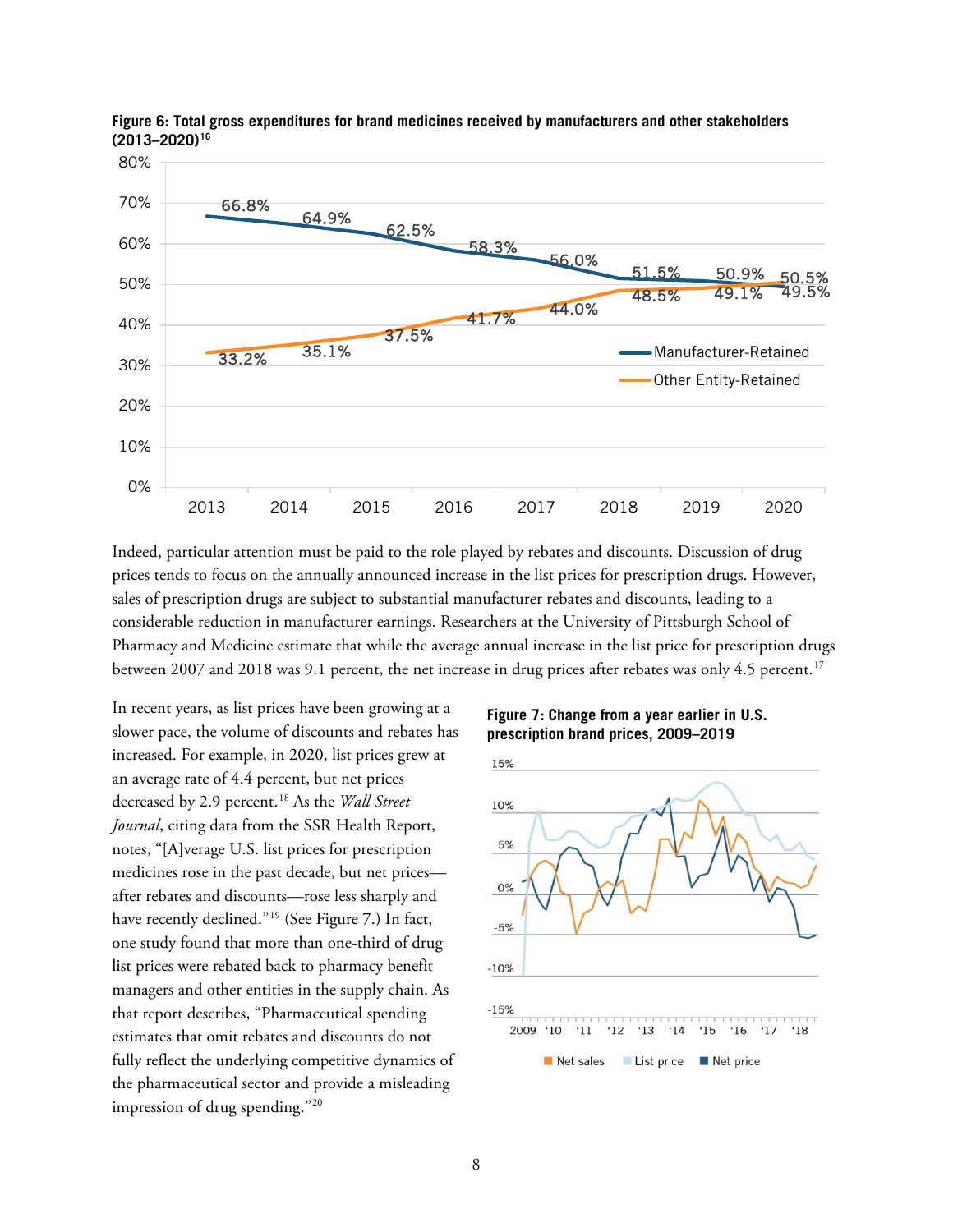**Figure 6: Total gross expenditures for brand medicines received by manufacturers and other stakeholders (2013–2020)**[16]

| Year | Manufacturer-Retained | Other Entity-Retained |
|---|---|---|
| 2013 | 66.8% | 33.2% |
| 2014 | 64.9% | 35.1% |
| 2015 | 62.5% | 37.5% |
| 2016 | 58.3% | 41.7% |
| 2017 | 56.0% | 44.0% |
| 2018 | 51.5% | 48.5% |
| 2019 | 50.9% | 49.1% |
| 2020 | 49.5% | 50.5% |

Indeed, particular attention must be paid to the role played by rebates and discounts. Discussion of drug prices tends to focus on the annually announced increase in the list prices for prescription drugs. However, sales of prescription drugs are subject to substantial manufacturer rebates and discounts, leading to a considerable reduction in manufacturer earnings. Researchers at the University of Pittsburgh School of Pharmacy and Medicine estimate that while the average annual increase in the list price for prescription drugs between 2007 and 2018 was 9.1 percent, the net increase in drug prices after rebates was only 4.5 percent.[17]

In recent years, as list prices have been growing at a slower pace, the volume of discounts and rebates has increased. For example, in 2020, list prices grew at an average rate of 4.4 percent, but net prices decreased by 2.9 percent.[18] As the *Wall Street Journal*, citing data from the SSR Health Report, notes, "[A]verage U.S. list prices for prescription medicines rose in the past decade, but net prices—after rebates and discounts—rose less sharply and have recently declined."[19] (See Figure 7.) In fact, one study found that more than one-third of drug list prices were rebated back to pharmacy benefit managers and other entities in the supply chain. As that report describes, "Pharmaceutical spending estimates that omit rebates and discounts do not fully reflect the underlying competitive dynamics of the pharmaceutical sector and provide a misleading impression of drug spending."[20]

**Figure 7: Change from a year earlier in U.S. prescription brand prices, 2009–2019**

Net sales | List price | Net price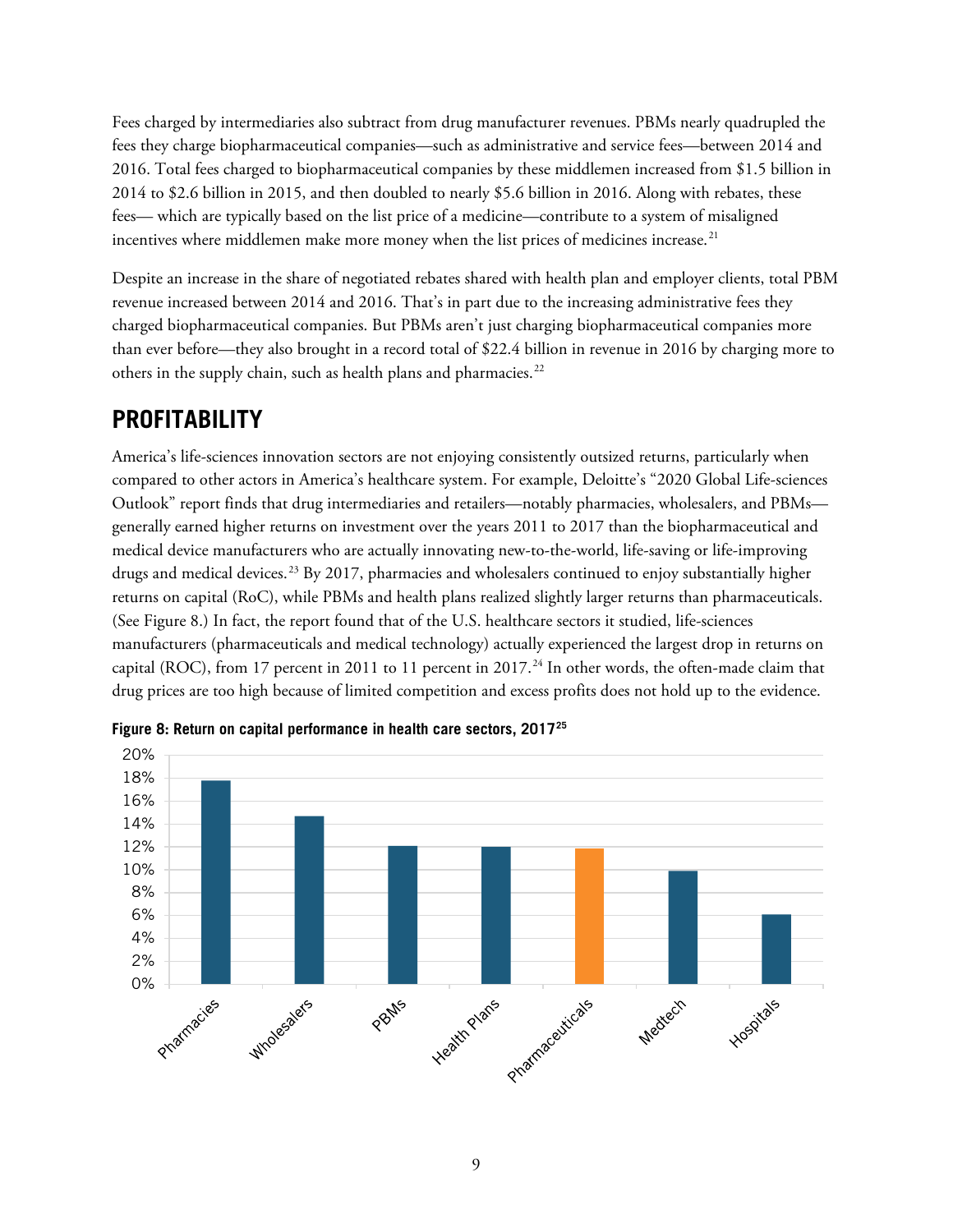Fees charged by intermediaries also subtract from drug manufacturer revenues. PBMs nearly quadrupled the fees they charge biopharmaceutical companies—such as administrative and service fees—between 2014 and 2016. Total fees charged to biopharmaceutical companies by these middlemen increased from $1.5 billion in 2014 to $2.6 billion in 2015, and then doubled to nearly $5.6 billion in 2016. Along with rebates, these fees— which are typically based on the list price of a medicine—contribute to a system of misaligned incentives where middlemen make more money when the list prices of medicines increase.[21]

Despite an increase in the share of negotiated rebates shared with health plan and employer clients, total PBM revenue increased between 2014 and 2016. That's in part due to the increasing administrative fees they charged biopharmaceutical companies. But PBMs aren't just charging biopharmaceutical companies more than ever before—they also brought in a record total of $22.4 billion in revenue in 2016 by charging more to others in the supply chain, such as health plans and pharmacies.[22]

## PROFITABILITY

America's life-sciences innovation sectors are not enjoying consistently outsized returns, particularly when compared to other actors in America's healthcare system. For example, Deloitte's "2020 Global Life-sciences Outlook" report finds that drug intermediaries and retailers—notably pharmacies, wholesalers, and PBMs—generally earned higher returns on investment over the years 2011 to 2017 than the biopharmaceutical and medical device manufacturers who are actually innovating new-to-the-world, life-saving or life-improving drugs and medical devices.[23] By 2017, pharmacies and wholesalers continued to enjoy substantially higher returns on capital (RoC), while PBMs and health plans realized slightly larger returns than pharmaceuticals. (See Figure 8.) In fact, the report found that of the U.S. healthcare sectors it studied, life-sciences manufacturers (pharmaceuticals and medical technology) actually experienced the largest drop in returns on capital (ROC), from 17 percent in 2011 to 11 percent in 2017.[24] In other words, the often-made claim that drug prices are too high because of limited competition and excess profits does not hold up to the evidence.

**Figure 8: Return on capital performance in health care sectors, 2017[25]**

| Sector | Return on capital (approx.) |
|---|---|
| Pharmacies | 18% |
| Wholesalers | 14.7% |
| PBMs | 12% |
| Health Plans | 12% |
| Pharmaceuticals | 11.8% |
| Medtech | 9.9% |
| Hospitals | 6% |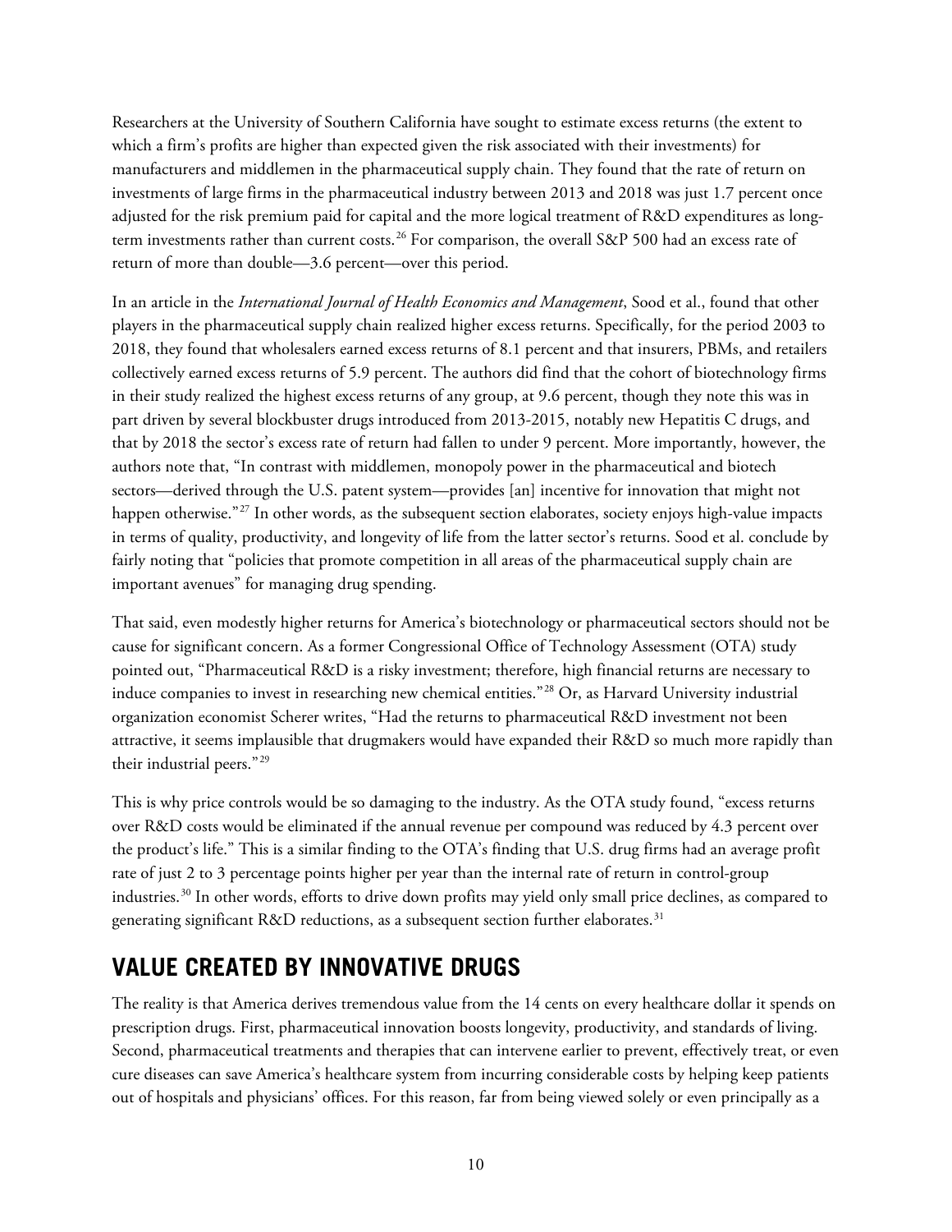Researchers at the University of Southern California have sought to estimate excess returns (the extent to which a firm's profits are higher than expected given the risk associated with their investments) for manufacturers and middlemen in the pharmaceutical supply chain. They found that the rate of return on investments of large firms in the pharmaceutical industry between 2013 and 2018 was just 1.7 percent once adjusted for the risk premium paid for capital and the more logical treatment of R&D expenditures as long-term investments rather than current costs.[26] For comparison, the overall S&P 500 had an excess rate of return of more than double—3.6 percent—over this period.

In an article in the *International Journal of Health Economics and Management*, Sood et al., found that other players in the pharmaceutical supply chain realized higher excess returns. Specifically, for the period 2003 to 2018, they found that wholesalers earned excess returns of 8.1 percent and that insurers, PBMs, and retailers collectively earned excess returns of 5.9 percent. The authors did find that the cohort of biotechnology firms in their study realized the highest excess returns of any group, at 9.6 percent, though they note this was in part driven by several blockbuster drugs introduced from 2013-2015, notably new Hepatitis C drugs, and that by 2018 the sector's excess rate of return had fallen to under 9 percent. More importantly, however, the authors note that, "In contrast with middlemen, monopoly power in the pharmaceutical and biotech sectors—derived through the U.S. patent system—provides [an] incentive for innovation that might not happen otherwise."[27] In other words, as the subsequent section elaborates, society enjoys high-value impacts in terms of quality, productivity, and longevity of life from the latter sector's returns. Sood et al. conclude by fairly noting that "policies that promote competition in all areas of the pharmaceutical supply chain are important avenues" for managing drug spending.

That said, even modestly higher returns for America's biotechnology or pharmaceutical sectors should not be cause for significant concern. As a former Congressional Office of Technology Assessment (OTA) study pointed out, "Pharmaceutical R&D is a risky investment; therefore, high financial returns are necessary to induce companies to invest in researching new chemical entities."[28] Or, as Harvard University industrial organization economist Scherer writes, "Had the returns to pharmaceutical R&D investment not been attractive, it seems implausible that drugmakers would have expanded their R&D so much more rapidly than their industrial peers."[29]

This is why price controls would be so damaging to the industry. As the OTA study found, "excess returns over R&D costs would be eliminated if the annual revenue per compound was reduced by 4.3 percent over the product's life." This is a similar finding to the OTA's finding that U.S. drug firms had an average profit rate of just 2 to 3 percentage points higher per year than the internal rate of return in control-group industries.[30] In other words, efforts to drive down profits may yield only small price declines, as compared to generating significant R&D reductions, as a subsequent section further elaborates.[31]

## VALUE CREATED BY INNOVATIVE DRUGS

The reality is that America derives tremendous value from the 14 cents on every healthcare dollar it spends on prescription drugs. First, pharmaceutical innovation boosts longevity, productivity, and standards of living. Second, pharmaceutical treatments and therapies that can intervene earlier to prevent, effectively treat, or even cure diseases can save America's healthcare system from incurring considerable costs by helping keep patients out of hospitals and physicians' offices. For this reason, far from being viewed solely or even principally as a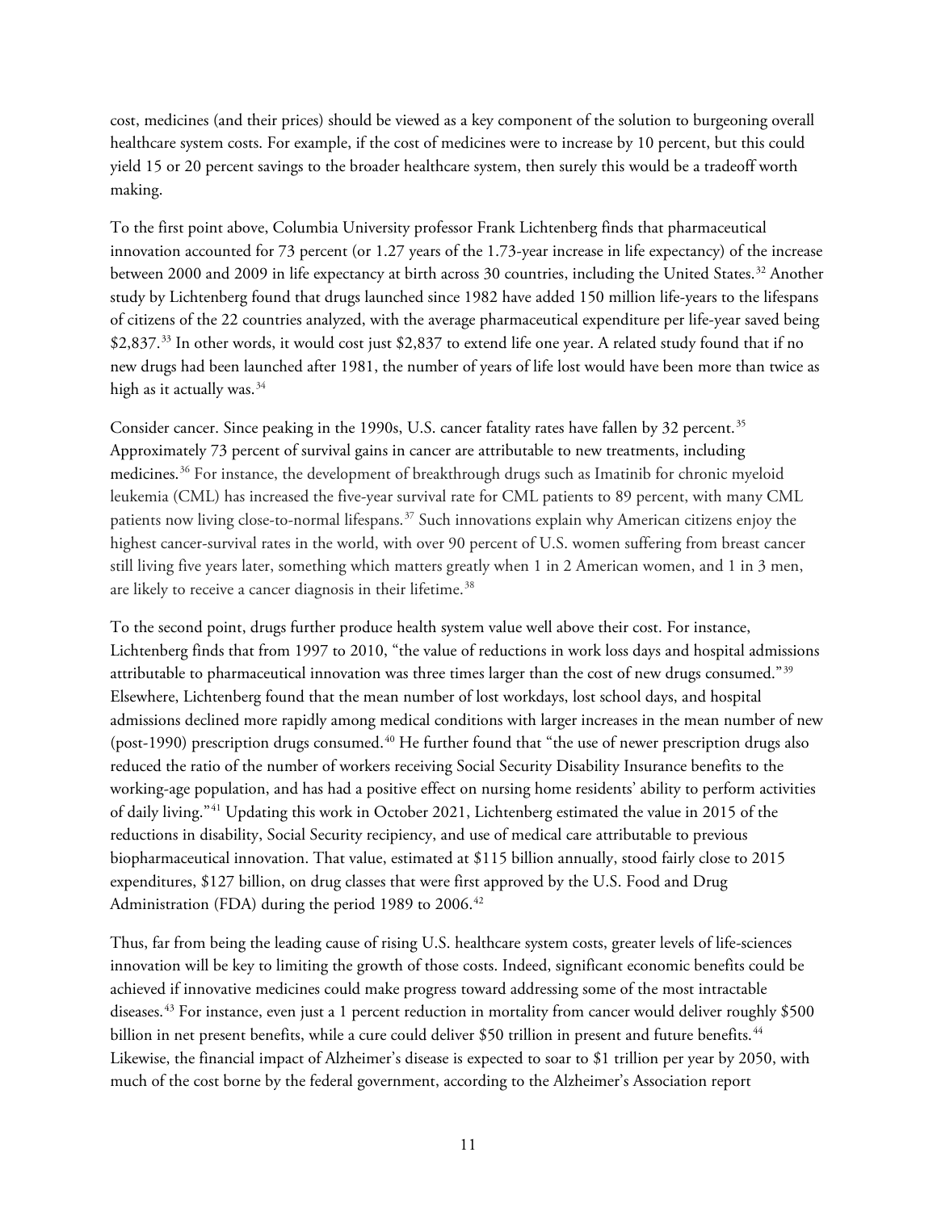cost, medicines (and their prices) should be viewed as a key component of the solution to burgeoning overall healthcare system costs. For example, if the cost of medicines were to increase by 10 percent, but this could yield 15 or 20 percent savings to the broader healthcare system, then surely this would be a tradeoff worth making.

To the first point above, Columbia University professor Frank Lichtenberg finds that pharmaceutical innovation accounted for 73 percent (or 1.27 years of the 1.73-year increase in life expectancy) of the increase between 2000 and 2009 in life expectancy at birth across 30 countries, including the United States.[32] Another study by Lichtenberg found that drugs launched since 1982 have added 150 million life-years to the lifespans of citizens of the 22 countries analyzed, with the average pharmaceutical expenditure per life-year saved being $2,837.[33] In other words, it would cost just $2,837 to extend life one year. A related study found that if no new drugs had been launched after 1981, the number of years of life lost would have been more than twice as high as it actually was.[34]

Consider cancer. Since peaking in the 1990s, U.S. cancer fatality rates have fallen by 32 percent.[35] Approximately 73 percent of survival gains in cancer are attributable to new treatments, including medicines.[36] For instance, the development of breakthrough drugs such as Imatinib for chronic myeloid leukemia (CML) has increased the five-year survival rate for CML patients to 89 percent, with many CML patients now living close-to-normal lifespans.[37] Such innovations explain why American citizens enjoy the highest cancer-survival rates in the world, with over 90 percent of U.S. women suffering from breast cancer still living five years later, something which matters greatly when 1 in 2 American women, and 1 in 3 men, are likely to receive a cancer diagnosis in their lifetime.[38]

To the second point, drugs further produce health system value well above their cost. For instance, Lichtenberg finds that from 1997 to 2010, "the value of reductions in work loss days and hospital admissions attributable to pharmaceutical innovation was three times larger than the cost of new drugs consumed."[39] Elsewhere, Lichtenberg found that the mean number of lost workdays, lost school days, and hospital admissions declined more rapidly among medical conditions with larger increases in the mean number of new (post-1990) prescription drugs consumed.[40] He further found that "the use of newer prescription drugs also reduced the ratio of the number of workers receiving Social Security Disability Insurance benefits to the working-age population, and has had a positive effect on nursing home residents' ability to perform activities of daily living."[41] Updating this work in October 2021, Lichtenberg estimated the value in 2015 of the reductions in disability, Social Security recipiency, and use of medical care attributable to previous biopharmaceutical innovation. That value, estimated at $115 billion annually, stood fairly close to 2015 expenditures, $127 billion, on drug classes that were first approved by the U.S. Food and Drug Administration (FDA) during the period 1989 to 2006.[42]

Thus, far from being the leading cause of rising U.S. healthcare system costs, greater levels of life-sciences innovation will be key to limiting the growth of those costs. Indeed, significant economic benefits could be achieved if innovative medicines could make progress toward addressing some of the most intractable diseases.[43] For instance, even just a 1 percent reduction in mortality from cancer would deliver roughly $500 billion in net present benefits, while a cure could deliver $50 trillion in present and future benefits.[44] Likewise, the financial impact of Alzheimer's disease is expected to soar to $1 trillion per year by 2050, with much of the cost borne by the federal government, according to the Alzheimer's Association report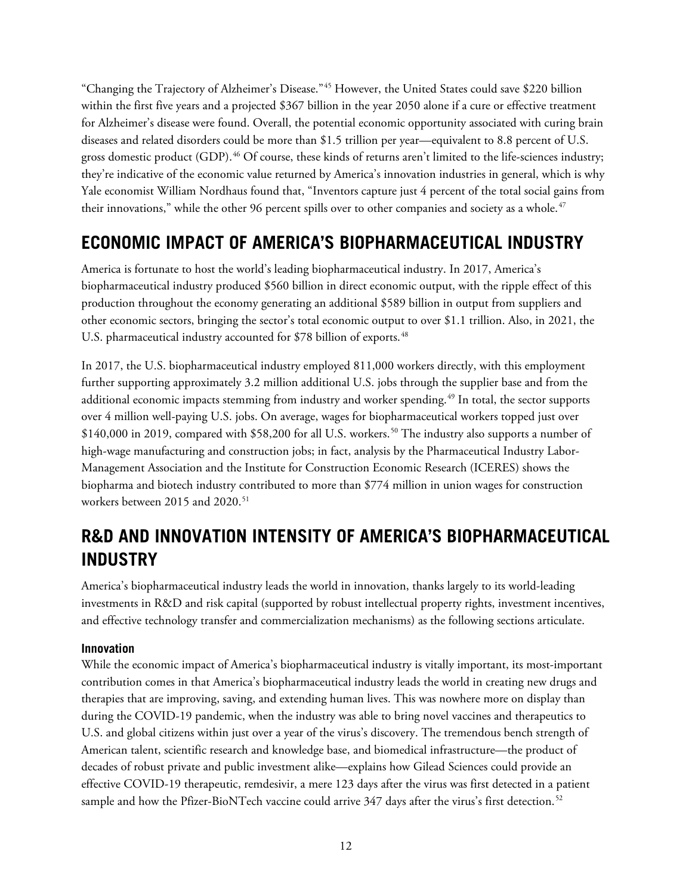"Changing the Trajectory of Alzheimer's Disease."[45] However, the United States could save $220 billion within the first five years and a projected $367 billion in the year 2050 alone if a cure or effective treatment for Alzheimer's disease were found. Overall, the potential economic opportunity associated with curing brain diseases and related disorders could be more than $1.5 trillion per year—equivalent to 8.8 percent of U.S. gross domestic product (GDP).[46] Of course, these kinds of returns aren't limited to the life-sciences industry; they're indicative of the economic value returned by America's innovation industries in general, which is why Yale economist William Nordhaus found that, "Inventors capture just 4 percent of the total social gains from their innovations," while the other 96 percent spills over to other companies and society as a whole.[47]

## ECONOMIC IMPACT OF AMERICA'S BIOPHARMACEUTICAL INDUSTRY

America is fortunate to host the world's leading biopharmaceutical industry. In 2017, America's biopharmaceutical industry produced $560 billion in direct economic output, with the ripple effect of this production throughout the economy generating an additional $589 billion in output from suppliers and other economic sectors, bringing the sector's total economic output to over $1.1 trillion. Also, in 2021, the U.S. pharmaceutical industry accounted for $78 billion of exports.[48]

In 2017, the U.S. biopharmaceutical industry employed 811,000 workers directly, with this employment further supporting approximately 3.2 million additional U.S. jobs through the supplier base and from the additional economic impacts stemming from industry and worker spending.[49] In total, the sector supports over 4 million well-paying U.S. jobs. On average, wages for biopharmaceutical workers topped just over $140,000 in 2019, compared with $58,200 for all U.S. workers.[50] The industry also supports a number of high-wage manufacturing and construction jobs; in fact, analysis by the Pharmaceutical Industry Labor-Management Association and the Institute for Construction Economic Research (ICERES) shows the biopharma and biotech industry contributed to more than $774 million in union wages for construction workers between 2015 and 2020.[51]

## R&D AND INNOVATION INTENSITY OF AMERICA'S BIOPHARMACEUTICAL INDUSTRY

America's biopharmaceutical industry leads the world in innovation, thanks largely to its world-leading investments in R&D and risk capital (supported by robust intellectual property rights, investment incentives, and effective technology transfer and commercialization mechanisms) as the following sections articulate.

### Innovation

While the economic impact of America's biopharmaceutical industry is vitally important, its most-important contribution comes in that America's biopharmaceutical industry leads the world in creating new drugs and therapies that are improving, saving, and extending human lives. This was nowhere more on display than during the COVID-19 pandemic, when the industry was able to bring novel vaccines and therapeutics to U.S. and global citizens within just over a year of the virus's discovery. The tremendous bench strength of American talent, scientific research and knowledge base, and biomedical infrastructure—the product of decades of robust private and public investment alike—explains how Gilead Sciences could provide an effective COVID-19 therapeutic, remdesivir, a mere 123 days after the virus was first detected in a patient sample and how the Pfizer-BioNTech vaccine could arrive 347 days after the virus's first detection.[52]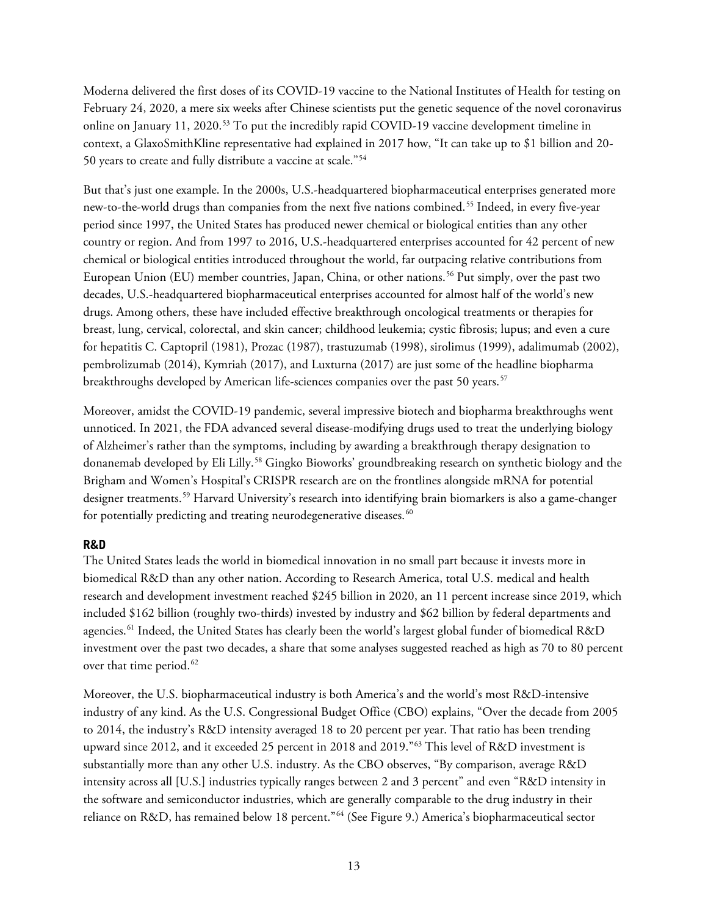Moderna delivered the first doses of its COVID-19 vaccine to the National Institutes of Health for testing on February 24, 2020, a mere six weeks after Chinese scientists put the genetic sequence of the novel coronavirus online on January 11, 2020.[53] To put the incredibly rapid COVID-19 vaccine development timeline in context, a GlaxoSmithKline representative had explained in 2017 how, "It can take up to $1 billion and 20-50 years to create and fully distribute a vaccine at scale."[54]

But that's just one example. In the 2000s, U.S.-headquartered biopharmaceutical enterprises generated more new-to-the-world drugs than companies from the next five nations combined.[55] Indeed, in every five-year period since 1997, the United States has produced newer chemical or biological entities than any other country or region. And from 1997 to 2016, U.S.-headquartered enterprises accounted for 42 percent of new chemical or biological entities introduced throughout the world, far outpacing relative contributions from European Union (EU) member countries, Japan, China, or other nations.[56] Put simply, over the past two decades, U.S.-headquartered biopharmaceutical enterprises accounted for almost half of the world's new drugs. Among others, these have included effective breakthrough oncological treatments or therapies for breast, lung, cervical, colorectal, and skin cancer; childhood leukemia; cystic fibrosis; lupus; and even a cure for hepatitis C. Captopril (1981), Prozac (1987), trastuzumab (1998), sirolimus (1999), adalimumab (2002), pembrolizumab (2014), Kymriah (2017), and Luxturna (2017) are just some of the headline biopharma breakthroughs developed by American life-sciences companies over the past 50 years.[57]

Moreover, amidst the COVID-19 pandemic, several impressive biotech and biopharma breakthroughs went unnoticed. In 2021, the FDA advanced several disease-modifying drugs used to treat the underlying biology of Alzheimer's rather than the symptoms, including by awarding a breakthrough therapy designation to donanemab developed by Eli Lilly.[58] Gingko Bioworks' groundbreaking research on synthetic biology and the Brigham and Women's Hospital's CRISPR research are on the frontlines alongside mRNA for potential designer treatments.[59] Harvard University's research into identifying brain biomarkers is also a game-changer for potentially predicting and treating neurodegenerative diseases.[60]

### R&D

The United States leads the world in biomedical innovation in no small part because it invests more in biomedical R&D than any other nation. According to Research America, total U.S. medical and health research and development investment reached $245 billion in 2020, an 11 percent increase since 2019, which included $162 billion (roughly two-thirds) invested by industry and $62 billion by federal departments and agencies.[61] Indeed, the United States has clearly been the world's largest global funder of biomedical R&D investment over the past two decades, a share that some analyses suggested reached as high as 70 to 80 percent over that time period.[62]

Moreover, the U.S. biopharmaceutical industry is both America's and the world's most R&D-intensive industry of any kind. As the U.S. Congressional Budget Office (CBO) explains, "Over the decade from 2005 to 2014, the industry's R&D intensity averaged 18 to 20 percent per year. That ratio has been trending upward since 2012, and it exceeded 25 percent in 2018 and 2019."[63] This level of R&D investment is substantially more than any other U.S. industry. As the CBO observes, "By comparison, average R&D intensity across all [U.S.] industries typically ranges between 2 and 3 percent" and even "R&D intensity in the software and semiconductor industries, which are generally comparable to the drug industry in their reliance on R&D, has remained below 18 percent."[64] (See Figure 9.) America's biopharmaceutical sector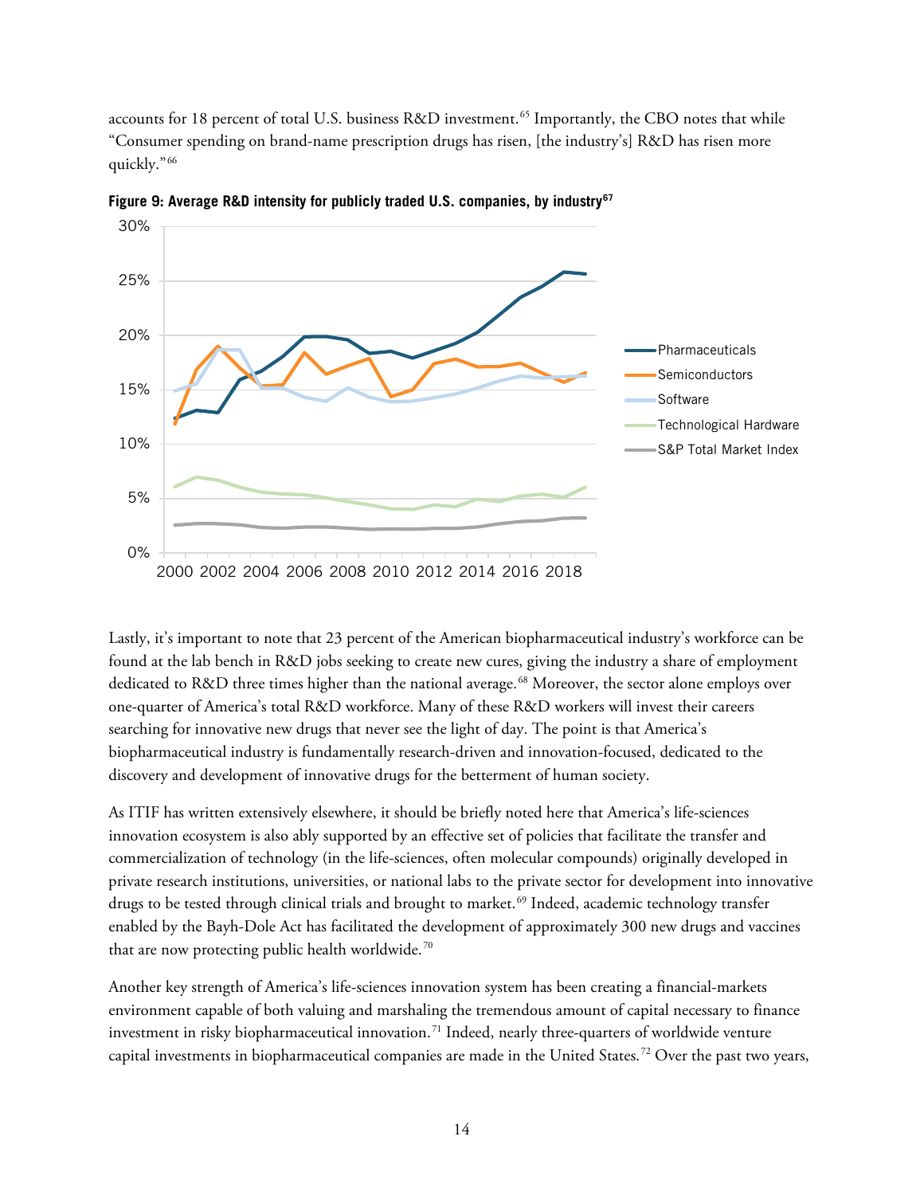accounts for 18 percent of total U.S. business R&D investment.[65] Importantly, the CBO notes that while "Consumer spending on brand-name prescription drugs has risen, [the industry's] R&D has risen more quickly."[66]

**Figure 9: Average R&D intensity for publicly traded U.S. companies, by industry[67]**

Lastly, it's important to note that 23 percent of the American biopharmaceutical industry's workforce can be found at the lab bench in R&D jobs seeking to create new cures, giving the industry a share of employment dedicated to R&D three times higher than the national average.[68] Moreover, the sector alone employs over one-quarter of America's total R&D workforce. Many of these R&D workers will invest their careers searching for innovative new drugs that never see the light of day. The point is that America's biopharmaceutical industry is fundamentally research-driven and innovation-focused, dedicated to the discovery and development of innovative drugs for the betterment of human society.

As ITIF has written extensively elsewhere, it should be briefly noted here that America's life-sciences innovation ecosystem is also ably supported by an effective set of policies that facilitate the transfer and commercialization of technology (in the life-sciences, often molecular compounds) originally developed in private research institutions, universities, or national labs to the private sector for development into innovative drugs to be tested through clinical trials and brought to market.[69] Indeed, academic technology transfer enabled by the Bayh-Dole Act has facilitated the development of approximately 300 new drugs and vaccines that are now protecting public health worldwide.[70]

Another key strength of America's life-sciences innovation system has been creating a financial-markets environment capable of both valuing and marshaling the tremendous amount of capital necessary to finance investment in risky biopharmaceutical innovation.[71] Indeed, nearly three-quarters of worldwide venture capital investments in biopharmaceutical companies are made in the United States.[72] Over the past two years,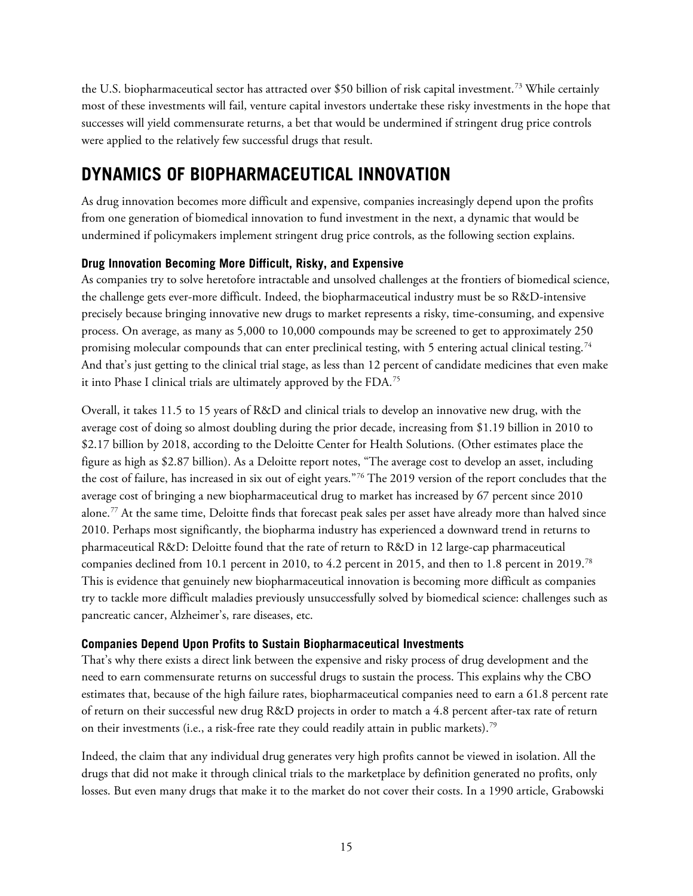the U.S. biopharmaceutical sector has attracted over $50 billion of risk capital investment.[73] While certainly most of these investments will fail, venture capital investors undertake these risky investments in the hope that successes will yield commensurate returns, a bet that would be undermined if stringent drug price controls were applied to the relatively few successful drugs that result.

## DYNAMICS OF BIOPHARMACEUTICAL INNOVATION

As drug innovation becomes more difficult and expensive, companies increasingly depend upon the profits from one generation of biomedical innovation to fund investment in the next, a dynamic that would be undermined if policymakers implement stringent drug price controls, as the following section explains.

### Drug Innovation Becoming More Difficult, Risky, and Expensive

As companies try to solve heretofore intractable and unsolved challenges at the frontiers of biomedical science, the challenge gets ever-more difficult. Indeed, the biopharmaceutical industry must be so R&D-intensive precisely because bringing innovative new drugs to market represents a risky, time-consuming, and expensive process. On average, as many as 5,000 to 10,000 compounds may be screened to get to approximately 250 promising molecular compounds that can enter preclinical testing, with 5 entering actual clinical testing.[74] And that's just getting to the clinical trial stage, as less than 12 percent of candidate medicines that even make it into Phase I clinical trials are ultimately approved by the FDA.[75]

Overall, it takes 11.5 to 15 years of R&D and clinical trials to develop an innovative new drug, with the average cost of doing so almost doubling during the prior decade, increasing from $1.19 billion in 2010 to $2.17 billion by 2018, according to the Deloitte Center for Health Solutions. (Other estimates place the figure as high as $2.87 billion). As a Deloitte report notes, "The average cost to develop an asset, including the cost of failure, has increased in six out of eight years."[76] The 2019 version of the report concludes that the average cost of bringing a new biopharmaceutical drug to market has increased by 67 percent since 2010 alone.[77] At the same time, Deloitte finds that forecast peak sales per asset have already more than halved since 2010. Perhaps most significantly, the biopharma industry has experienced a downward trend in returns to pharmaceutical R&D: Deloitte found that the rate of return to R&D in 12 large-cap pharmaceutical companies declined from 10.1 percent in 2010, to 4.2 percent in 2015, and then to 1.8 percent in 2019.[78] This is evidence that genuinely new biopharmaceutical innovation is becoming more difficult as companies try to tackle more difficult maladies previously unsuccessfully solved by biomedical science: challenges such as pancreatic cancer, Alzheimer's, rare diseases, etc.

### Companies Depend Upon Profits to Sustain Biopharmaceutical Investments

That's why there exists a direct link between the expensive and risky process of drug development and the need to earn commensurate returns on successful drugs to sustain the process. This explains why the CBO estimates that, because of the high failure rates, biopharmaceutical companies need to earn a 61.8 percent rate of return on their successful new drug R&D projects in order to match a 4.8 percent after-tax rate of return on their investments (i.e., a risk-free rate they could readily attain in public markets).[79]

Indeed, the claim that any individual drug generates very high profits cannot be viewed in isolation. All the drugs that did not make it through clinical trials to the marketplace by definition generated no profits, only losses. But even many drugs that make it to the market do not cover their costs. In a 1990 article, Grabowski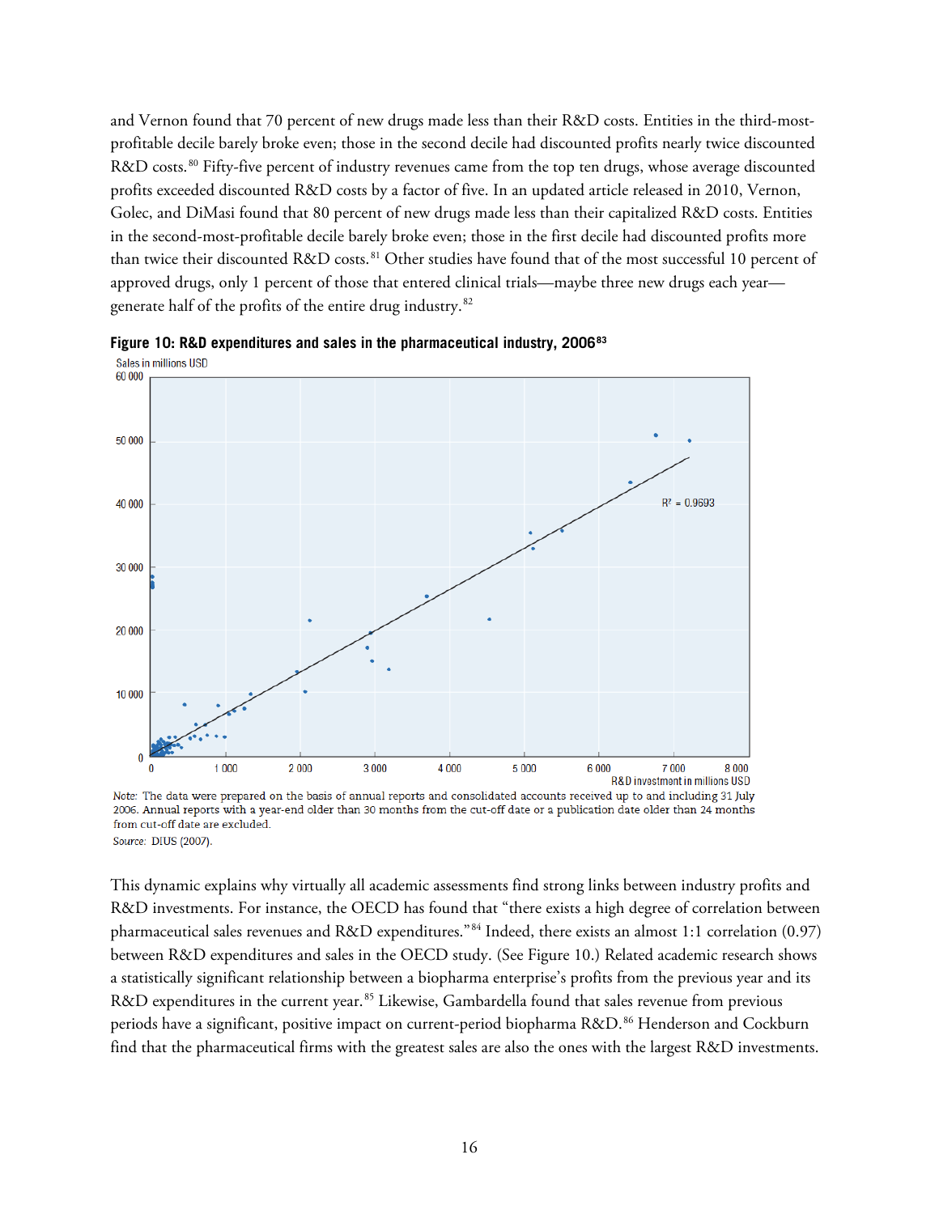and Vernon found that 70 percent of new drugs made less than their R&D costs. Entities in the third-most-profitable decile barely broke even; those in the second decile had discounted profits nearly twice discounted R&D costs.[80] Fifty-five percent of industry revenues came from the top ten drugs, whose average discounted profits exceeded discounted R&D costs by a factor of five. In an updated article released in 2010, Vernon, Golec, and DiMasi found that 80 percent of new drugs made less than their capitalized R&D costs. Entities in the second-most-profitable decile barely broke even; those in the first decile had discounted profits more than twice their discounted R&D costs.[81] Other studies have found that of the most successful 10 percent of approved drugs, only 1 percent of those that entered clinical trials—maybe three new drugs each year—generate half of the profits of the entire drug industry.[82]

**Figure 10: R&D expenditures and sales in the pharmaceutical industry, 2006**[83]

Note: The data were prepared on the basis of annual reports and consolidated accounts received up to and including 31 July 2006. Annual reports with a year-end older than 30 months from the cut-off date or a publication date older than 24 months from cut-off date are excluded.

*Source:* DIUS (2007).

This dynamic explains why virtually all academic assessments find strong links between industry profits and R&D investments. For instance, the OECD has found that "there exists a high degree of correlation between pharmaceutical sales revenues and R&D expenditures."[84] Indeed, there exists an almost 1:1 correlation (0.97) between R&D expenditures and sales in the OECD study. (See Figure 10.) Related academic research shows a statistically significant relationship between a biopharma enterprise's profits from the previous year and its R&D expenditures in the current year.[85] Likewise, Gambardella found that sales revenue from previous periods have a significant, positive impact on current-period biopharma R&D.[86] Henderson and Cockburn find that the pharmaceutical firms with the greatest sales are also the ones with the largest R&D investments.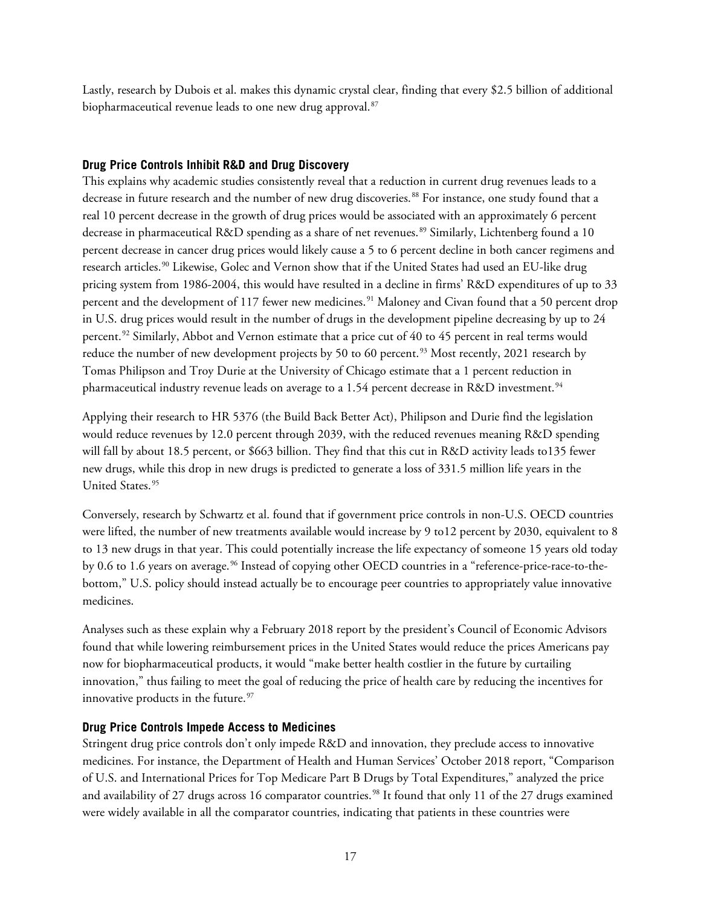Lastly, research by Dubois et al. makes this dynamic crystal clear, finding that every $2.5 billion of additional biopharmaceutical revenue leads to one new drug approval.[87]

### Drug Price Controls Inhibit R&D and Drug Discovery

This explains why academic studies consistently reveal that a reduction in current drug revenues leads to a decrease in future research and the number of new drug discoveries.[88] For instance, one study found that a real 10 percent decrease in the growth of drug prices would be associated with an approximately 6 percent decrease in pharmaceutical R&D spending as a share of net revenues.[89] Similarly, Lichtenberg found a 10 percent decrease in cancer drug prices would likely cause a 5 to 6 percent decline in both cancer regimens and research articles.[90] Likewise, Golec and Vernon show that if the United States had used an EU-like drug pricing system from 1986-2004, this would have resulted in a decline in firms' R&D expenditures of up to 33 percent and the development of 117 fewer new medicines.[91] Maloney and Civan found that a 50 percent drop in U.S. drug prices would result in the number of drugs in the development pipeline decreasing by up to 24 percent.[92] Similarly, Abbot and Vernon estimate that a price cut of 40 to 45 percent in real terms would reduce the number of new development projects by 50 to 60 percent.[93] Most recently, 2021 research by Tomas Philipson and Troy Durie at the University of Chicago estimate that a 1 percent reduction in pharmaceutical industry revenue leads on average to a 1.54 percent decrease in R&D investment.[94]

Applying their research to HR 5376 (the Build Back Better Act), Philipson and Durie find the legislation would reduce revenues by 12.0 percent through 2039, with the reduced revenues meaning R&D spending will fall by about 18.5 percent, or $663 billion. They find that this cut in R&D activity leads to135 fewer new drugs, while this drop in new drugs is predicted to generate a loss of 331.5 million life years in the United States.[95]

Conversely, research by Schwartz et al. found that if government price controls in non-U.S. OECD countries were lifted, the number of new treatments available would increase by 9 to12 percent by 2030, equivalent to 8 to 13 new drugs in that year. This could potentially increase the life expectancy of someone 15 years old today by 0.6 to 1.6 years on average.[96] Instead of copying other OECD countries in a "reference-price-race-to-the-bottom," U.S. policy should instead actually be to encourage peer countries to appropriately value innovative medicines.

Analyses such as these explain why a February 2018 report by the president's Council of Economic Advisors found that while lowering reimbursement prices in the United States would reduce the prices Americans pay now for biopharmaceutical products, it would "make better health costlier in the future by curtailing innovation," thus failing to meet the goal of reducing the price of health care by reducing the incentives for innovative products in the future.[97]

### Drug Price Controls Impede Access to Medicines

Stringent drug price controls don't only impede R&D and innovation, they preclude access to innovative medicines. For instance, the Department of Health and Human Services' October 2018 report, "Comparison of U.S. and International Prices for Top Medicare Part B Drugs by Total Expenditures," analyzed the price and availability of 27 drugs across 16 comparator countries.[98] It found that only 11 of the 27 drugs examined were widely available in all the comparator countries, indicating that patients in these countries were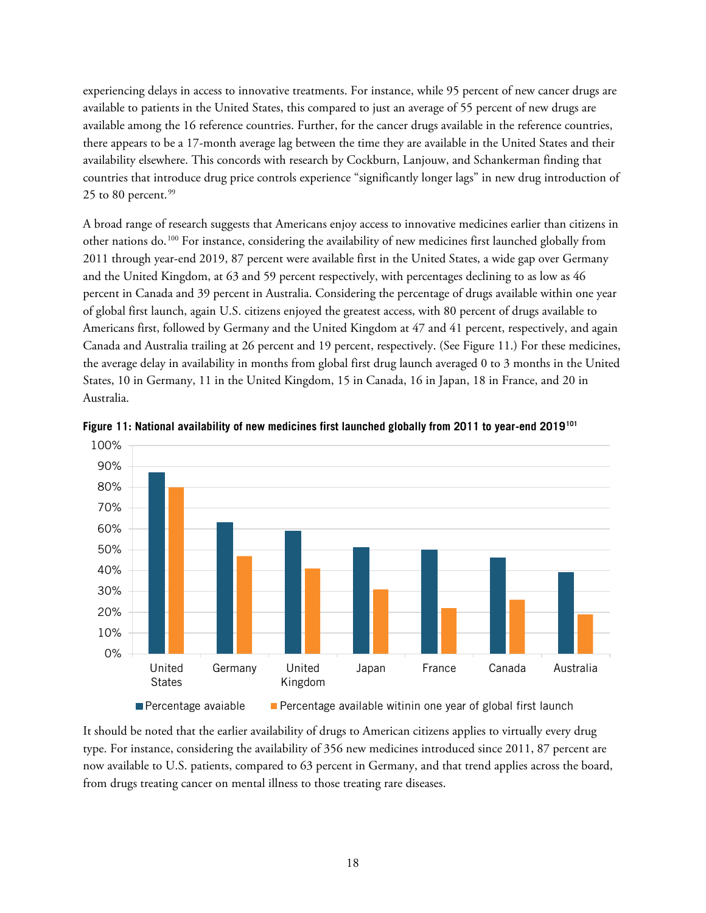experiencing delays in access to innovative treatments. For instance, while 95 percent of new cancer drugs are available to patients in the United States, this compared to just an average of 55 percent of new drugs are available among the 16 reference countries. Further, for the cancer drugs available in the reference countries, there appears to be a 17-month average lag between the time they are available in the United States and their availability elsewhere. This concords with research by Cockburn, Lanjouw, and Schankerman finding that countries that introduce drug price controls experience "significantly longer lags" in new drug introduction of 25 to 80 percent.[99]

A broad range of research suggests that Americans enjoy access to innovative medicines earlier than citizens in other nations do.[100] For instance, considering the availability of new medicines first launched globally from 2011 through year-end 2019, 87 percent were available first in the United States, a wide gap over Germany and the United Kingdom, at 63 and 59 percent respectively, with percentages declining to as low as 46 percent in Canada and 39 percent in Australia. Considering the percentage of drugs available within one year of global first launch, again U.S. citizens enjoyed the greatest access, with 80 percent of drugs available to Americans first, followed by Germany and the United Kingdom at 47 and 41 percent, respectively, and again Canada and Australia trailing at 26 percent and 19 percent, respectively. (See Figure 11.) For these medicines, the average delay in availability in months from global first drug launch averaged 0 to 3 months in the United States, 10 in Germany, 11 in the United Kingdom, 15 in Canada, 16 in Japan, 18 in France, and 20 in Australia.

**Figure 11: National availability of new medicines first launched globally from 2011 to year-end 2019[101]**

| | Percentage avaiable | Percentage available witinin one year of global first launch |
|---|---|---|
| United States | 87% | 80% |
| Germany | 63% | 47% |
| United Kingdom | 59% | 41% |
| Japan | 51% | 31% |
| France | 50% | 22% |
| Canada | 46% | 26% |
| Australia | 39% | 19% |

It should be noted that the earlier availability of drugs to American citizens applies to virtually every drug type. For instance, considering the availability of 356 new medicines introduced since 2011, 87 percent are now available to U.S. patients, compared to 63 percent in Germany, and that trend applies across the board, from drugs treating cancer on mental illness to those treating rare diseases.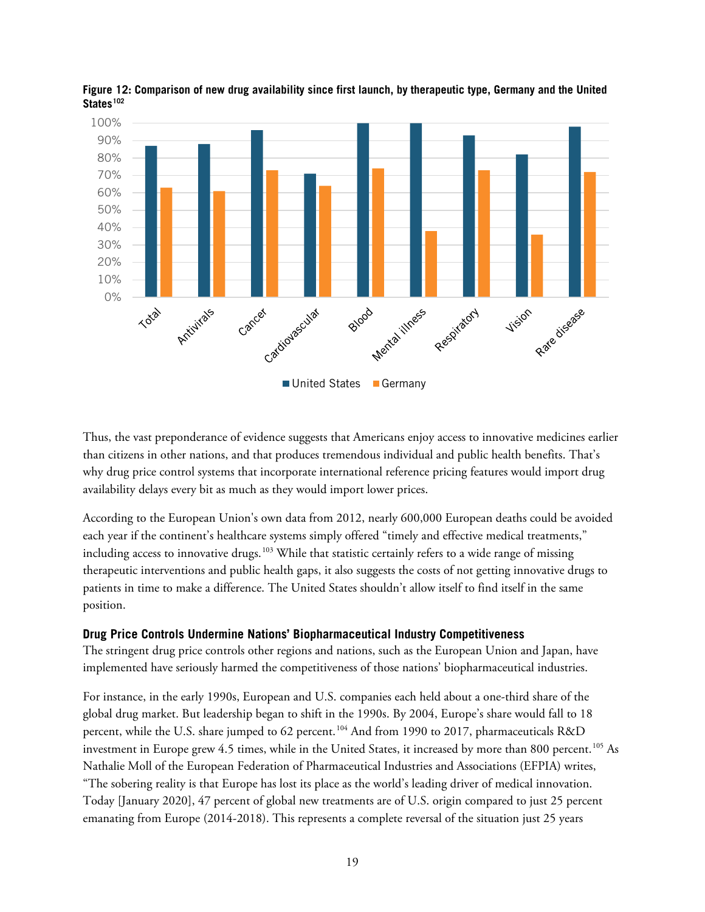**Figure 12: Comparison of new drug availability since first launch, by therapeutic type, Germany and the United States**[102]

Thus, the vast preponderance of evidence suggests that Americans enjoy access to innovative medicines earlier than citizens in other nations, and that produces tremendous individual and public health benefits. That's why drug price control systems that incorporate international reference pricing features would import drug availability delays every bit as much as they would import lower prices.

According to the European Union's own data from 2012, nearly 600,000 European deaths could be avoided each year if the continent's healthcare systems simply offered "timely and effective medical treatments," including access to innovative drugs.[103] While that statistic certainly refers to a wide range of missing therapeutic interventions and public health gaps, it also suggests the costs of not getting innovative drugs to patients in time to make a difference. The United States shouldn't allow itself to find itself in the same position.

### Drug Price Controls Undermine Nations' Biopharmaceutical Industry Competitiveness

The stringent drug price controls other regions and nations, such as the European Union and Japan, have implemented have seriously harmed the competitiveness of those nations' biopharmaceutical industries.

For instance, in the early 1990s, European and U.S. companies each held about a one-third share of the global drug market. But leadership began to shift in the 1990s. By 2004, Europe's share would fall to 18 percent, while the U.S. share jumped to 62 percent.[104] And from 1990 to 2017, pharmaceuticals R&D investment in Europe grew 4.5 times, while in the United States, it increased by more than 800 percent.[105] As Nathalie Moll of the European Federation of Pharmaceutical Industries and Associations (EFPIA) writes, "The sobering reality is that Europe has lost its place as the world's leading driver of medical innovation. Today [January 2020], 47 percent of global new treatments are of U.S. origin compared to just 25 percent emanating from Europe (2014-2018). This represents a complete reversal of the situation just 25 years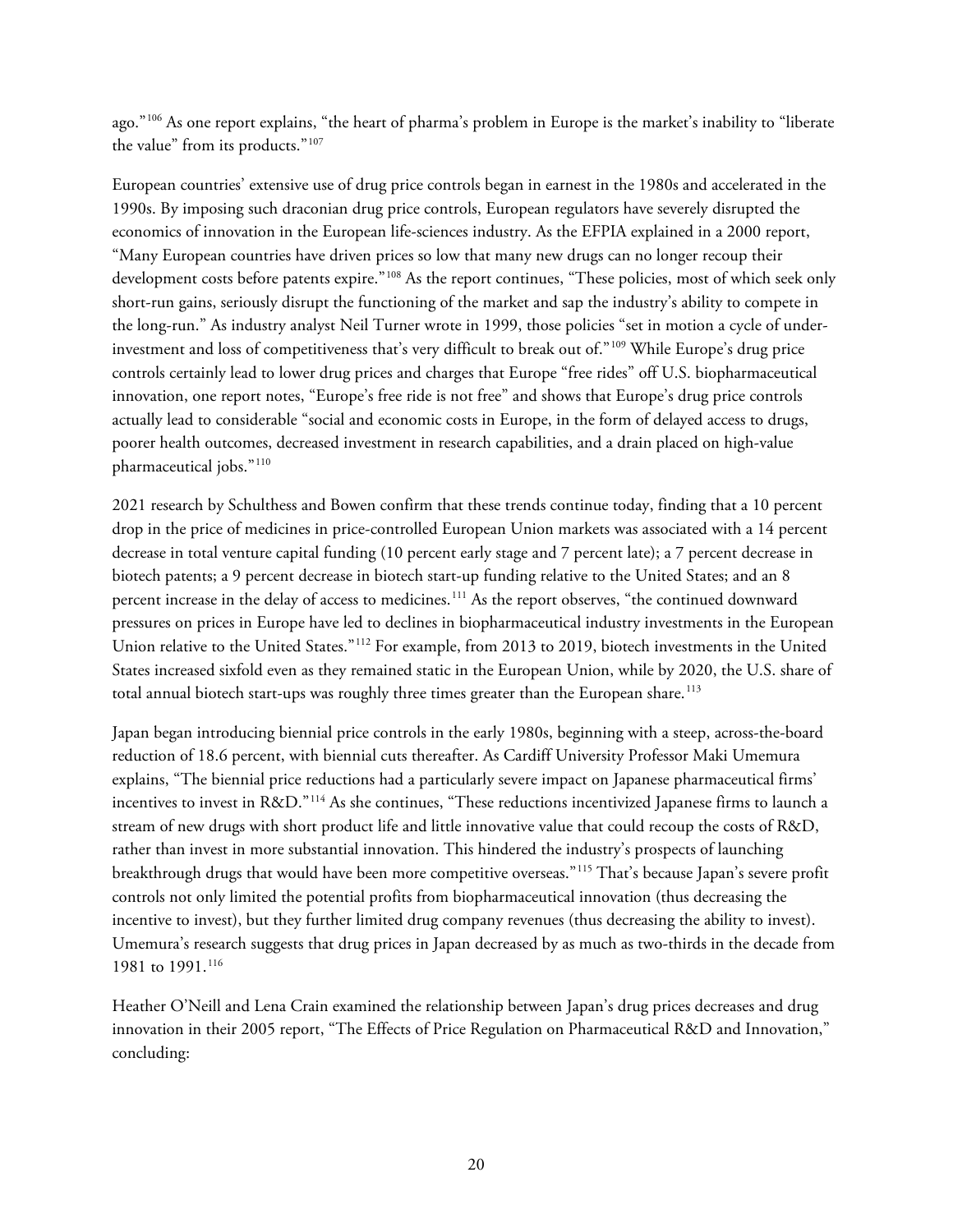ago."[106] As one report explains, "the heart of pharma's problem in Europe is the market's inability to "liberate the value" from its products."[107]

European countries' extensive use of drug price controls began in earnest in the 1980s and accelerated in the 1990s. By imposing such draconian drug price controls, European regulators have severely disrupted the economics of innovation in the European life-sciences industry. As the EFPIA explained in a 2000 report, "Many European countries have driven prices so low that many new drugs can no longer recoup their development costs before patents expire."[108] As the report continues, "These policies, most of which seek only short-run gains, seriously disrupt the functioning of the market and sap the industry's ability to compete in the long-run." As industry analyst Neil Turner wrote in 1999, those policies "set in motion a cycle of under-investment and loss of competitiveness that's very difficult to break out of."[109] While Europe's drug price controls certainly lead to lower drug prices and charges that Europe "free rides" off U.S. biopharmaceutical innovation, one report notes, "Europe's free ride is not free" and shows that Europe's drug price controls actually lead to considerable "social and economic costs in Europe, in the form of delayed access to drugs, poorer health outcomes, decreased investment in research capabilities, and a drain placed on high-value pharmaceutical jobs."[110]

2021 research by Schulthess and Bowen confirm that these trends continue today, finding that a 10 percent drop in the price of medicines in price-controlled European Union markets was associated with a 14 percent decrease in total venture capital funding (10 percent early stage and 7 percent late); a 7 percent decrease in biotech patents; a 9 percent decrease in biotech start-up funding relative to the United States; and an 8 percent increase in the delay of access to medicines.[111] As the report observes, "the continued downward pressures on prices in Europe have led to declines in biopharmaceutical industry investments in the European Union relative to the United States."[112] For example, from 2013 to 2019, biotech investments in the United States increased sixfold even as they remained static in the European Union, while by 2020, the U.S. share of total annual biotech start-ups was roughly three times greater than the European share.[113]

Japan began introducing biennial price controls in the early 1980s, beginning with a steep, across-the-board reduction of 18.6 percent, with biennial cuts thereafter. As Cardiff University Professor Maki Umemura explains, "The biennial price reductions had a particularly severe impact on Japanese pharmaceutical firms' incentives to invest in R&D."[114] As she continues, "These reductions incentivized Japanese firms to launch a stream of new drugs with short product life and little innovative value that could recoup the costs of R&D, rather than invest in more substantial innovation. This hindered the industry's prospects of launching breakthrough drugs that would have been more competitive overseas."[115] That's because Japan's severe profit controls not only limited the potential profits from biopharmaceutical innovation (thus decreasing the incentive to invest), but they further limited drug company revenues (thus decreasing the ability to invest). Umemura's research suggests that drug prices in Japan decreased by as much as two-thirds in the decade from 1981 to 1991.[116]

Heather O'Neill and Lena Crain examined the relationship between Japan's drug prices decreases and drug innovation in their 2005 report, "The Effects of Price Regulation on Pharmaceutical R&D and Innovation," concluding: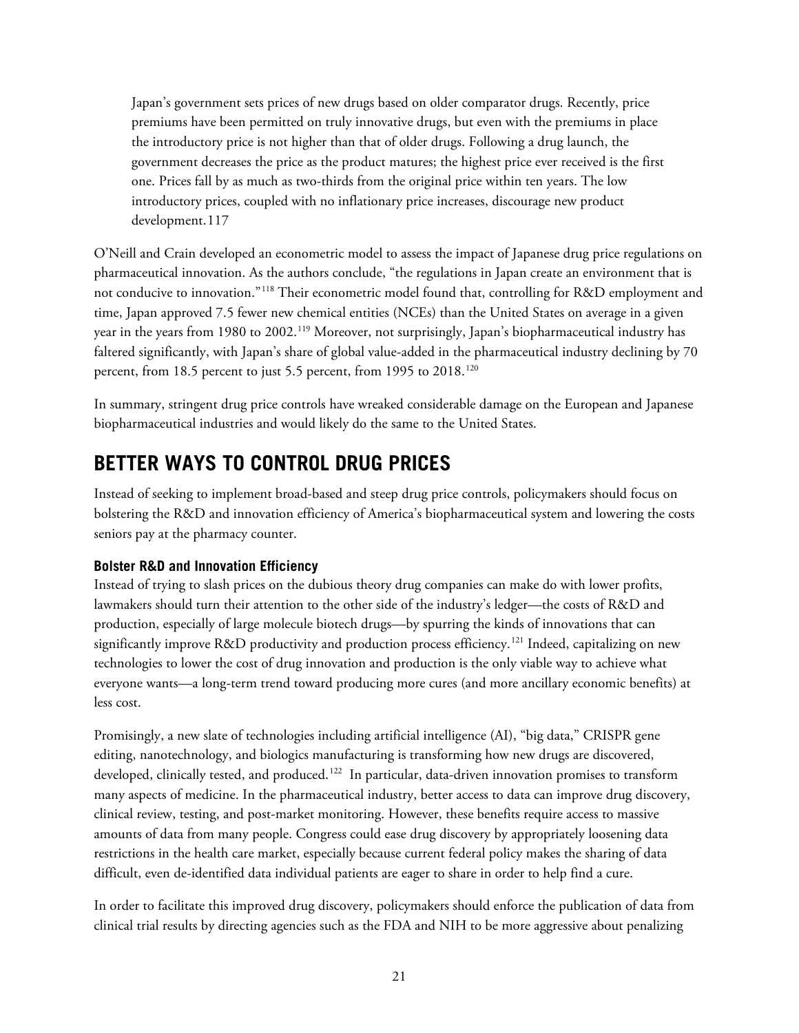> Japan's government sets prices of new drugs based on older comparator drugs. Recently, price premiums have been permitted on truly innovative drugs, but even with the premiums in place the introductory price is not higher than that of older drugs. Following a drug launch, the government decreases the price as the product matures; the highest price ever received is the first one. Prices fall by as much as two-thirds from the original price within ten years. The low introductory prices, coupled with no inflationary price increases, discourage new product development.117

O'Neill and Crain developed an econometric model to assess the impact of Japanese drug price regulations on pharmaceutical innovation. As the authors conclude, "the regulations in Japan create an environment that is not conducive to innovation."[118] Their econometric model found that, controlling for R&D employment and time, Japan approved 7.5 fewer new chemical entities (NCEs) than the United States on average in a given year in the years from 1980 to 2002.[119] Moreover, not surprisingly, Japan's biopharmaceutical industry has faltered significantly, with Japan's share of global value-added in the pharmaceutical industry declining by 70 percent, from 18.5 percent to just 5.5 percent, from 1995 to 2018.[120]

In summary, stringent drug price controls have wreaked considerable damage on the European and Japanese biopharmaceutical industries and would likely do the same to the United States.

## BETTER WAYS TO CONTROL DRUG PRICES

Instead of seeking to implement broad-based and steep drug price controls, policymakers should focus on bolstering the R&D and innovation efficiency of America's biopharmaceutical system and lowering the costs seniors pay at the pharmacy counter.

### Bolster R&D and Innovation Efficiency

Instead of trying to slash prices on the dubious theory drug companies can make do with lower profits, lawmakers should turn their attention to the other side of the industry's ledger—the costs of R&D and production, especially of large molecule biotech drugs—by spurring the kinds of innovations that can significantly improve R&D productivity and production process efficiency.[121] Indeed, capitalizing on new technologies to lower the cost of drug innovation and production is the only viable way to achieve what everyone wants—a long-term trend toward producing more cures (and more ancillary economic benefits) at less cost.

Promisingly, a new slate of technologies including artificial intelligence (AI), "big data," CRISPR gene editing, nanotechnology, and biologics manufacturing is transforming how new drugs are discovered, developed, clinically tested, and produced.[122] In particular, data-driven innovation promises to transform many aspects of medicine. In the pharmaceutical industry, better access to data can improve drug discovery, clinical review, testing, and post-market monitoring. However, these benefits require access to massive amounts of data from many people. Congress could ease drug discovery by appropriately loosening data restrictions in the health care market, especially because current federal policy makes the sharing of data difficult, even de-identified data individual patients are eager to share in order to help find a cure.

In order to facilitate this improved drug discovery, policymakers should enforce the publication of data from clinical trial results by directing agencies such as the FDA and NIH to be more aggressive about penalizing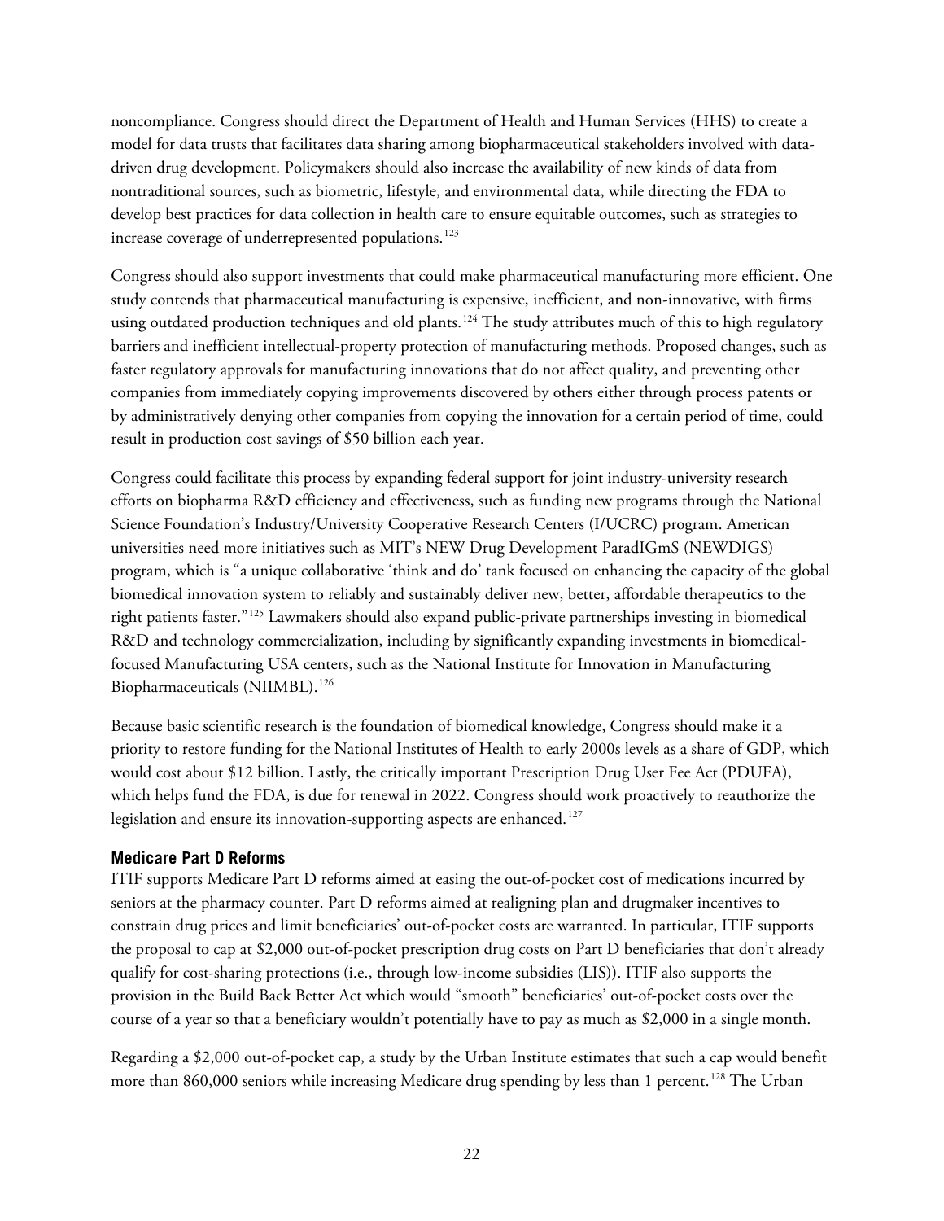noncompliance. Congress should direct the Department of Health and Human Services (HHS) to create a model for data trusts that facilitates data sharing among biopharmaceutical stakeholders involved with data-driven drug development. Policymakers should also increase the availability of new kinds of data from nontraditional sources, such as biometric, lifestyle, and environmental data, while directing the FDA to develop best practices for data collection in health care to ensure equitable outcomes, such as strategies to increase coverage of underrepresented populations.[123]

Congress should also support investments that could make pharmaceutical manufacturing more efficient. One study contends that pharmaceutical manufacturing is expensive, inefficient, and non-innovative, with firms using outdated production techniques and old plants.[124] The study attributes much of this to high regulatory barriers and inefficient intellectual-property protection of manufacturing methods. Proposed changes, such as faster regulatory approvals for manufacturing innovations that do not affect quality, and preventing other companies from immediately copying improvements discovered by others either through process patents or by administratively denying other companies from copying the innovation for a certain period of time, could result in production cost savings of $50 billion each year.

Congress could facilitate this process by expanding federal support for joint industry-university research efforts on biopharma R&D efficiency and effectiveness, such as funding new programs through the National Science Foundation's Industry/University Cooperative Research Centers (I/UCRC) program. American universities need more initiatives such as MIT's NEW Drug Development ParadIGmS (NEWDIGS) program, which is "a unique collaborative 'think and do' tank focused on enhancing the capacity of the global biomedical innovation system to reliably and sustainably deliver new, better, affordable therapeutics to the right patients faster."[125] Lawmakers should also expand public-private partnerships investing in biomedical R&D and technology commercialization, including by significantly expanding investments in biomedical-focused Manufacturing USA centers, such as the National Institute for Innovation in Manufacturing Biopharmaceuticals (NIIMBL).[126]

Because basic scientific research is the foundation of biomedical knowledge, Congress should make it a priority to restore funding for the National Institutes of Health to early 2000s levels as a share of GDP, which would cost about $12 billion. Lastly, the critically important Prescription Drug User Fee Act (PDUFA), which helps fund the FDA, is due for renewal in 2022. Congress should work proactively to reauthorize the legislation and ensure its innovation-supporting aspects are enhanced.[127]

### Medicare Part D Reforms

ITIF supports Medicare Part D reforms aimed at easing the out-of-pocket cost of medications incurred by seniors at the pharmacy counter. Part D reforms aimed at realigning plan and drugmaker incentives to constrain drug prices and limit beneficiaries' out-of-pocket costs are warranted. In particular, ITIF supports the proposal to cap at $2,000 out-of-pocket prescription drug costs on Part D beneficiaries that don't already qualify for cost-sharing protections (i.e., through low-income subsidies (LIS)). ITIF also supports the provision in the Build Back Better Act which would "smooth" beneficiaries' out-of-pocket costs over the course of a year so that a beneficiary wouldn't potentially have to pay as much as $2,000 in a single month.

Regarding a $2,000 out-of-pocket cap, a study by the Urban Institute estimates that such a cap would benefit more than 860,000 seniors while increasing Medicare drug spending by less than 1 percent.[128] The Urban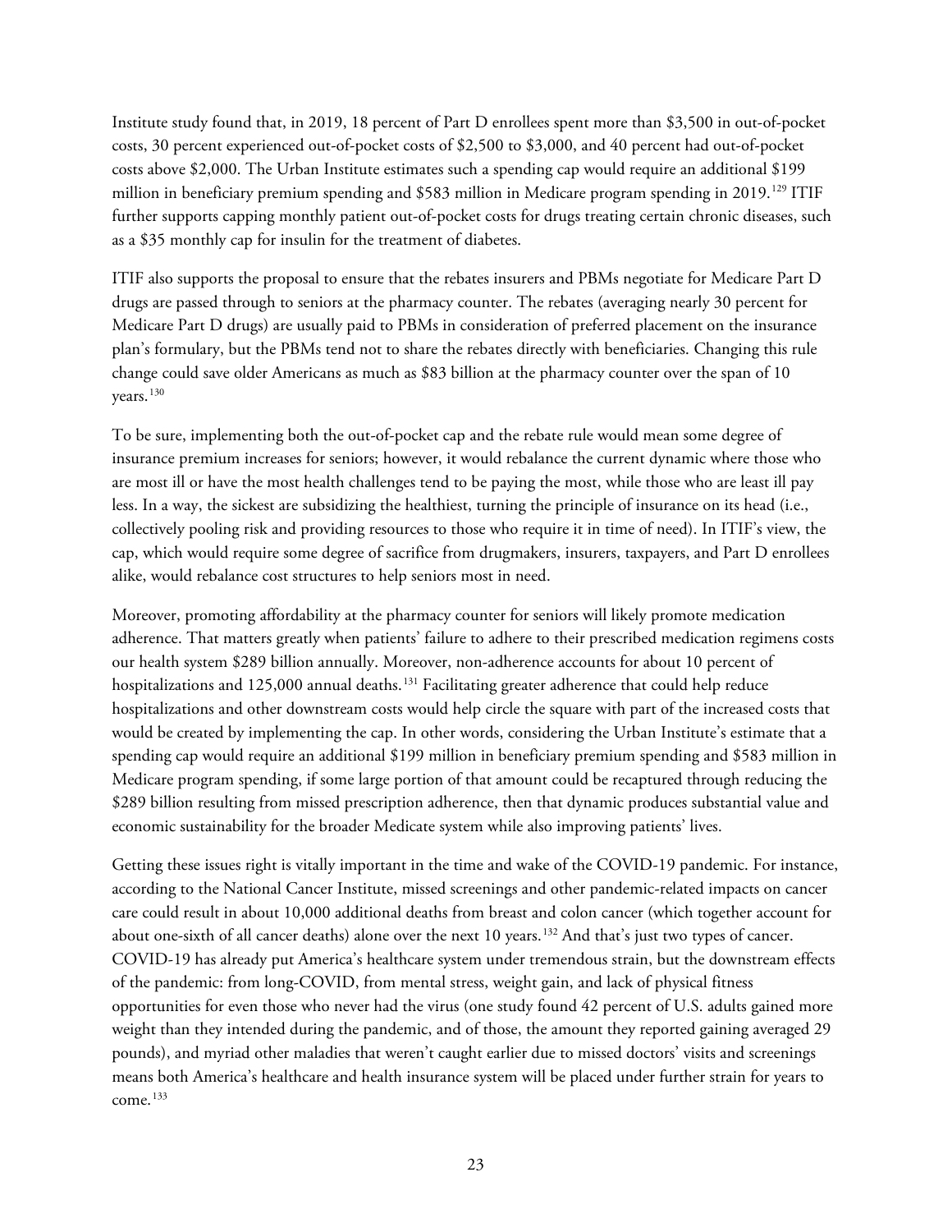Institute study found that, in 2019, 18 percent of Part D enrollees spent more than $3,500 in out-of-pocket costs, 30 percent experienced out-of-pocket costs of $2,500 to $3,000, and 40 percent had out-of-pocket costs above $2,000. The Urban Institute estimates such a spending cap would require an additional $199 million in beneficiary premium spending and $583 million in Medicare program spending in 2019.[129] ITIF further supports capping monthly patient out-of-pocket costs for drugs treating certain chronic diseases, such as a $35 monthly cap for insulin for the treatment of diabetes.

ITIF also supports the proposal to ensure that the rebates insurers and PBMs negotiate for Medicare Part D drugs are passed through to seniors at the pharmacy counter. The rebates (averaging nearly 30 percent for Medicare Part D drugs) are usually paid to PBMs in consideration of preferred placement on the insurance plan's formulary, but the PBMs tend not to share the rebates directly with beneficiaries. Changing this rule change could save older Americans as much as $83 billion at the pharmacy counter over the span of 10 years.[130]

To be sure, implementing both the out-of-pocket cap and the rebate rule would mean some degree of insurance premium increases for seniors; however, it would rebalance the current dynamic where those who are most ill or have the most health challenges tend to be paying the most, while those who are least ill pay less. In a way, the sickest are subsidizing the healthiest, turning the principle of insurance on its head (i.e., collectively pooling risk and providing resources to those who require it in time of need). In ITIF's view, the cap, which would require some degree of sacrifice from drugmakers, insurers, taxpayers, and Part D enrollees alike, would rebalance cost structures to help seniors most in need.

Moreover, promoting affordability at the pharmacy counter for seniors will likely promote medication adherence. That matters greatly when patients' failure to adhere to their prescribed medication regimens costs our health system $289 billion annually. Moreover, non-adherence accounts for about 10 percent of hospitalizations and 125,000 annual deaths.[131] Facilitating greater adherence that could help reduce hospitalizations and other downstream costs would help circle the square with part of the increased costs that would be created by implementing the cap. In other words, considering the Urban Institute's estimate that a spending cap would require an additional $199 million in beneficiary premium spending and $583 million in Medicare program spending, if some large portion of that amount could be recaptured through reducing the $289 billion resulting from missed prescription adherence, then that dynamic produces substantial value and economic sustainability for the broader Medicate system while also improving patients' lives.

Getting these issues right is vitally important in the time and wake of the COVID-19 pandemic. For instance, according to the National Cancer Institute, missed screenings and other pandemic-related impacts on cancer care could result in about 10,000 additional deaths from breast and colon cancer (which together account for about one-sixth of all cancer deaths) alone over the next 10 years.[132] And that's just two types of cancer. COVID-19 has already put America's healthcare system under tremendous strain, but the downstream effects of the pandemic: from long-COVID, from mental stress, weight gain, and lack of physical fitness opportunities for even those who never had the virus (one study found 42 percent of U.S. adults gained more weight than they intended during the pandemic, and of those, the amount they reported gaining averaged 29 pounds), and myriad other maladies that weren't caught earlier due to missed doctors' visits and screenings means both America's healthcare and health insurance system will be placed under further strain for years to come.[133]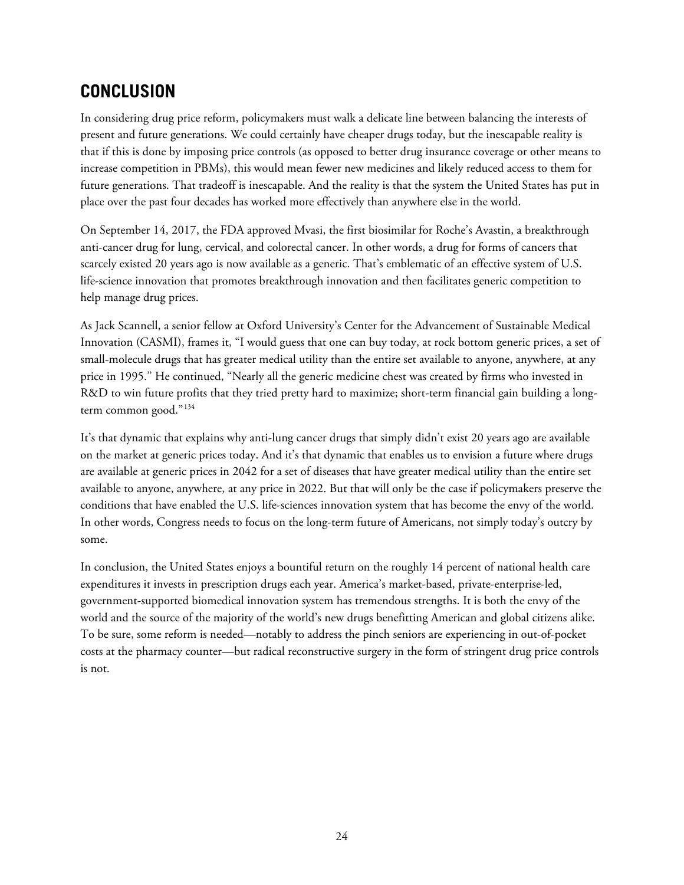## CONCLUSION

In considering drug price reform, policymakers must walk a delicate line between balancing the interests of present and future generations. We could certainly have cheaper drugs today, but the inescapable reality is that if this is done by imposing price controls (as opposed to better drug insurance coverage or other means to increase competition in PBMs), this would mean fewer new medicines and likely reduced access to them for future generations. That tradeoff is inescapable. And the reality is that the system the United States has put in place over the past four decades has worked more effectively than anywhere else in the world.

On September 14, 2017, the FDA approved Mvasi, the first biosimilar for Roche's Avastin, a breakthrough anti-cancer drug for lung, cervical, and colorectal cancer. In other words, a drug for forms of cancers that scarcely existed 20 years ago is now available as a generic. That's emblematic of an effective system of U.S. life-science innovation that promotes breakthrough innovation and then facilitates generic competition to help manage drug prices.

As Jack Scannell, a senior fellow at Oxford University's Center for the Advancement of Sustainable Medical Innovation (CASMI), frames it, "I would guess that one can buy today, at rock bottom generic prices, a set of small-molecule drugs that has greater medical utility than the entire set available to anyone, anywhere, at any price in 1995." He continued, "Nearly all the generic medicine chest was created by firms who invested in R&D to win future profits that they tried pretty hard to maximize; short-term financial gain building a long-term common good."[134]

It's that dynamic that explains why anti-lung cancer drugs that simply didn't exist 20 years ago are available on the market at generic prices today. And it's that dynamic that enables us to envision a future where drugs are available at generic prices in 2042 for a set of diseases that have greater medical utility than the entire set available to anyone, anywhere, at any price in 2022. But that will only be the case if policymakers preserve the conditions that have enabled the U.S. life-sciences innovation system that has become the envy of the world. In other words, Congress needs to focus on the long-term future of Americans, not simply today's outcry by some.

In conclusion, the United States enjoys a bountiful return on the roughly 14 percent of national health care expenditures it invests in prescription drugs each year. America's market-based, private-enterprise-led, government-supported biomedical innovation system has tremendous strengths. It is both the envy of the world and the source of the majority of the world's new drugs benefitting American and global citizens alike. To be sure, some reform is needed—notably to address the pinch seniors are experiencing in out-of-pocket costs at the pharmacy counter—but radical reconstructive surgery in the form of stringent drug price controls is not.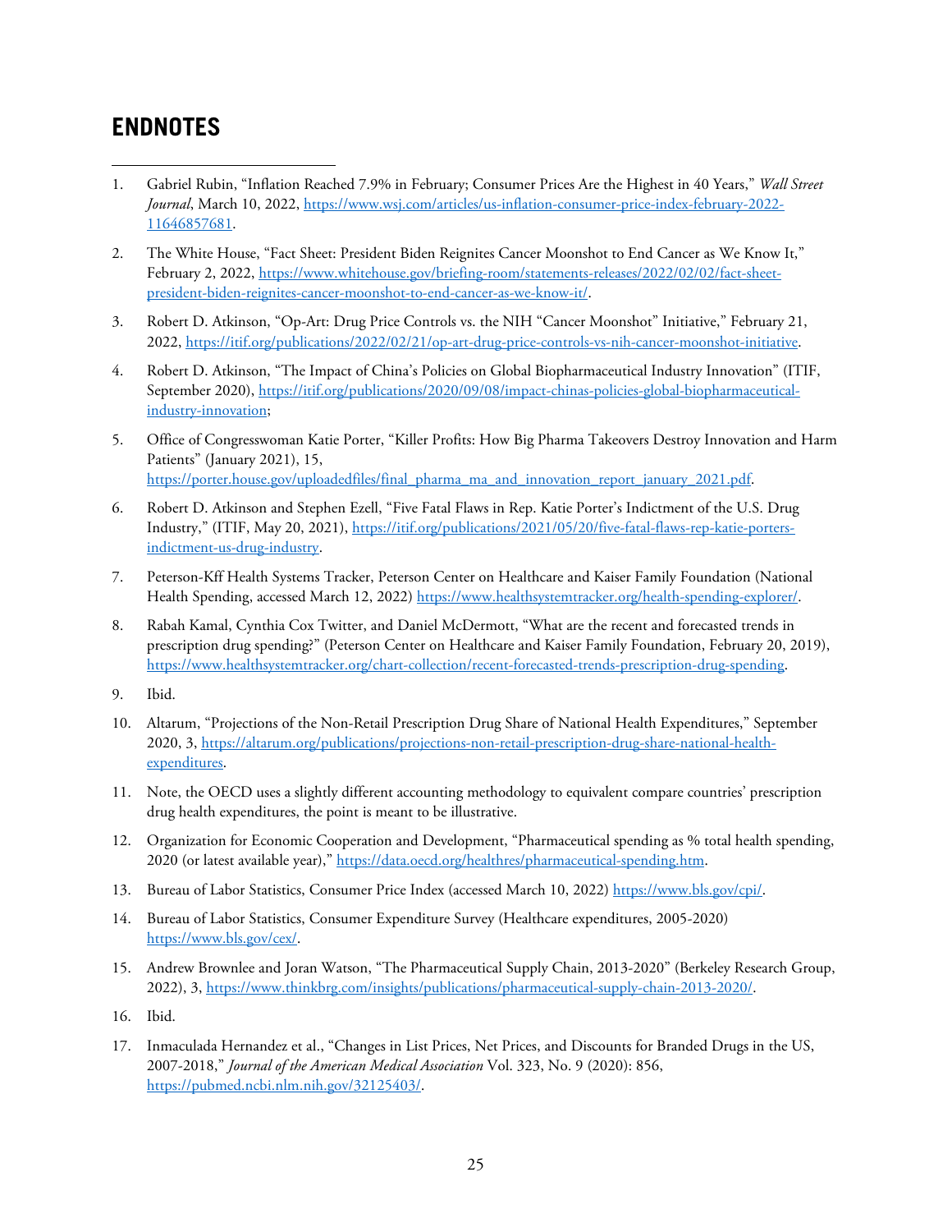## ENDNOTES

1. Gabriel Rubin, “Inflation Reached 7.9% in February; Consumer Prices Are the Highest in 40 Years,” *Wall Street Journal*, March 10, 2022, https://www.wsj.com/articles/us-inflation-consumer-price-index-february-2022-11646857681.

2. The White House, “Fact Sheet: President Biden Reignites Cancer Moonshot to End Cancer as We Know It,” February 2, 2022, https://www.whitehouse.gov/briefing-room/statements-releases/2022/02/02/fact-sheet-president-biden-reignites-cancer-moonshot-to-end-cancer-as-we-know-it/.

3. Robert D. Atkinson, “Op-Art: Drug Price Controls vs. the NIH “Cancer Moonshot” Initiative,” February 21, 2022, https://itif.org/publications/2022/02/21/op-art-drug-price-controls-vs-nih-cancer-moonshot-initiative.

4. Robert D. Atkinson, “The Impact of China’s Policies on Global Biopharmaceutical Industry Innovation” (ITIF, September 2020), https://itif.org/publications/2020/09/08/impact-chinas-policies-global-biopharmaceutical-industry-innovation;

5. Office of Congresswoman Katie Porter, “Killer Profits: How Big Pharma Takeovers Destroy Innovation and Harm Patients” (January 2021), 15, https://porter.house.gov/uploadedfiles/final_pharma_ma_and_innovation_report_january_2021.pdf.

6. Robert D. Atkinson and Stephen Ezell, “Five Fatal Flaws in Rep. Katie Porter’s Indictment of the U.S. Drug Industry,” (ITIF, May 20, 2021), https://itif.org/publications/2021/05/20/five-fatal-flaws-rep-katie-porters-indictment-us-drug-industry.

7. Peterson-Kff Health Systems Tracker, Peterson Center on Healthcare and Kaiser Family Foundation (National Health Spending, accessed March 12, 2022) https://www.healthsystemtracker.org/health-spending-explorer/.

8. Rabah Kamal, Cynthia Cox Twitter, and Daniel McDermott, “What are the recent and forecasted trends in prescription drug spending?” (Peterson Center on Healthcare and Kaiser Family Foundation, February 20, 2019), https://www.healthsystemtracker.org/chart-collection/recent-forecasted-trends-prescription-drug-spending.

9. Ibid.

10. Altarum, “Projections of the Non-Retail Prescription Drug Share of National Health Expenditures,” September 2020, 3, https://altarum.org/publications/projections-non-retail-prescription-drug-share-national-health-expenditures.

11. Note, the OECD uses a slightly different accounting methodology to equivalent compare countries’ prescription drug health expenditures, the point is meant to be illustrative.

12. Organization for Economic Cooperation and Development, “Pharmaceutical spending as % total health spending, 2020 (or latest available year),” https://data.oecd.org/healthres/pharmaceutical-spending.htm.

13. Bureau of Labor Statistics, Consumer Price Index (accessed March 10, 2022) https://www.bls.gov/cpi/.

14. Bureau of Labor Statistics, Consumer Expenditure Survey (Healthcare expenditures, 2005-2020) https://www.bls.gov/cex/.

15. Andrew Brownlee and Joran Watson, “The Pharmaceutical Supply Chain, 2013-2020” (Berkeley Research Group, 2022), 3, https://www.thinkbrg.com/insights/publications/pharmaceutical-supply-chain-2013-2020/.

16. Ibid.

17. Inmaculada Hernandez et al., “Changes in List Prices, Net Prices, and Discounts for Branded Drugs in the US, 2007-2018,” *Journal of the American Medical Association* Vol. 323, No. 9 (2020): 856, https://pubmed.ncbi.nlm.nih.gov/32125403/.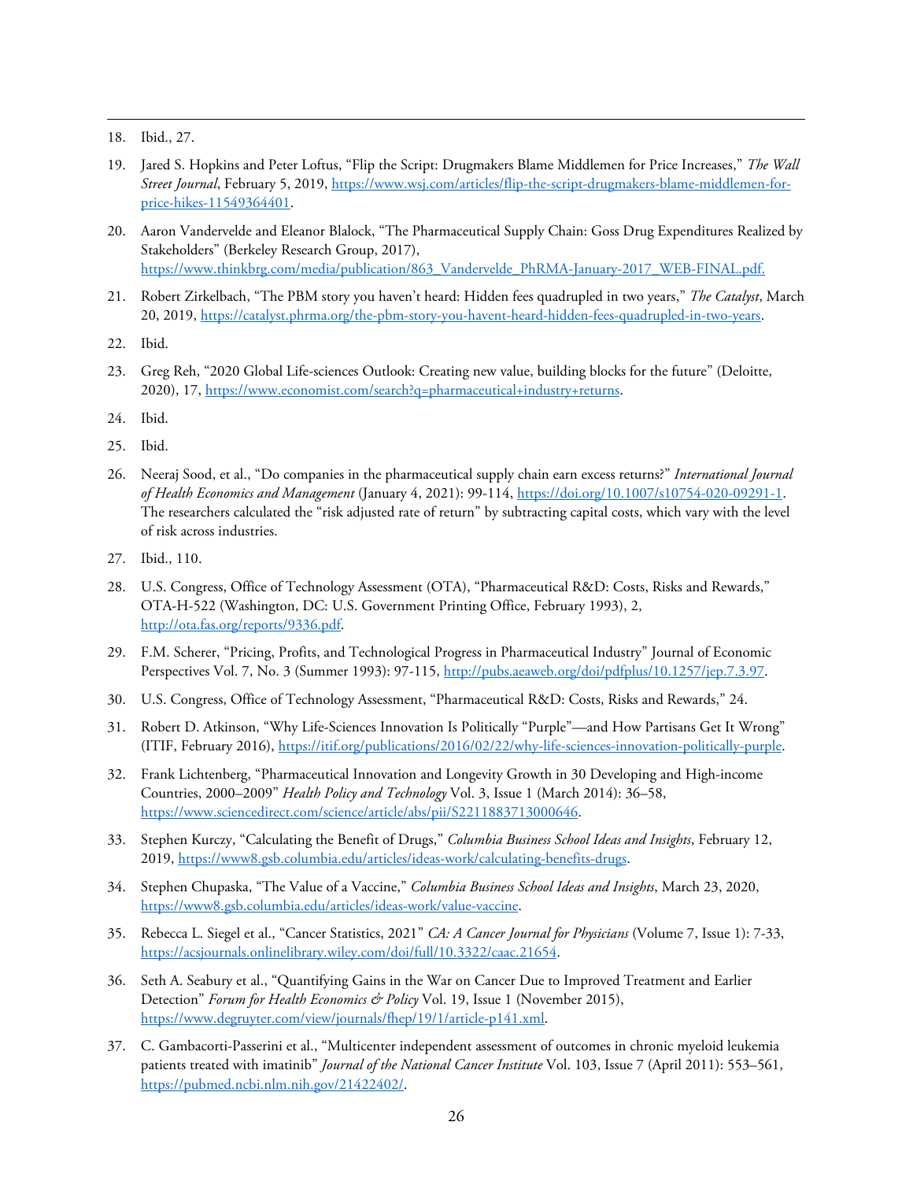18. Ibid., 27.

19. Jared S. Hopkins and Peter Loftus, "Flip the Script: Drugmakers Blame Middlemen for Price Increases," *The Wall Street Journal*, February 5, 2019, https://www.wsj.com/articles/flip-the-script-drugmakers-blame-middlemen-for-price-hikes-11549364401.

20. Aaron Vandervelde and Eleanor Blalock, "The Pharmaceutical Supply Chain: Goss Drug Expenditures Realized by Stakeholders" (Berkeley Research Group, 2017), https://www.thinkbrg.com/media/publication/863_Vandervelde_PhRMA-January-2017_WEB-FINAL.pdf.

21. Robert Zirkelbach, "The PBM story you haven't heard: Hidden fees quadrupled in two years," *The Catalyst*, March 20, 2019, https://catalyst.phrma.org/the-pbm-story-you-havent-heard-hidden-fees-quadrupled-in-two-years.

22. Ibid.

23. Greg Reh, "2020 Global Life-sciences Outlook: Creating new value, building blocks for the future" (Deloitte, 2020), 17, https://www.economist.com/search?q=pharmaceutical+industry+returns.

24. Ibid.

25. Ibid.

26. Neeraj Sood, et al., "Do companies in the pharmaceutical supply chain earn excess returns?" *International Journal of Health Economics and Management* (January 4, 2021): 99-114, https://doi.org/10.1007/s10754-020-09291-1. The researchers calculated the "risk adjusted rate of return" by subtracting capital costs, which vary with the level of risk across industries.

27. Ibid., 110.

28. U.S. Congress, Office of Technology Assessment (OTA), "Pharmaceutical R&D: Costs, Risks and Rewards," OTA-H-522 (Washington, DC: U.S. Government Printing Office, February 1993), 2, http://ota.fas.org/reports/9336.pdf.

29. F.M. Scherer, "Pricing, Profits, and Technological Progress in Pharmaceutical Industry" Journal of Economic Perspectives Vol. 7, No. 3 (Summer 1993): 97-115, http://pubs.aeaweb.org/doi/pdfplus/10.1257/jep.7.3.97.

30. U.S. Congress, Office of Technology Assessment, "Pharmaceutical R&D: Costs, Risks and Rewards," 24.

31. Robert D. Atkinson, "Why Life-Sciences Innovation Is Politically "Purple"—and How Partisans Get It Wrong" (ITIF, February 2016), https://itif.org/publications/2016/02/22/why-life-sciences-innovation-politically-purple.

32. Frank Lichtenberg, "Pharmaceutical Innovation and Longevity Growth in 30 Developing and High-income Countries, 2000–2009" *Health Policy and Technology* Vol. 3, Issue 1 (March 2014): 36–58, https://www.sciencedirect.com/science/article/abs/pii/S2211883713000646.

33. Stephen Kurczy, "Calculating the Benefit of Drugs," *Columbia Business School Ideas and Insights*, February 12, 2019, https://www8.gsb.columbia.edu/articles/ideas-work/calculating-benefits-drugs.

34. Stephen Chupaska, "The Value of a Vaccine," *Columbia Business School Ideas and Insights*, March 23, 2020, https://www8.gsb.columbia.edu/articles/ideas-work/value-vaccine.

35. Rebecca L. Siegel et al., "Cancer Statistics, 2021" *CA: A Cancer Journal for Physicians* (Volume 7, Issue 1): 7-33, https://acsjournals.onlinelibrary.wiley.com/doi/full/10.3322/caac.21654.

36. Seth A. Seabury et al., "Quantifying Gains in the War on Cancer Due to Improved Treatment and Earlier Detection" *Forum for Health Economics & Policy* Vol. 19, Issue 1 (November 2015), https://www.degruyter.com/view/journals/fhep/19/1/article-p141.xml.

37. C. Gambacorti-Passerini et al., "Multicenter independent assessment of outcomes in chronic myeloid leukemia patients treated with imatinib" *Journal of the National Cancer Institute* Vol. 103, Issue 7 (April 2011): 553–561, https://pubmed.ncbi.nlm.nih.gov/21422402/.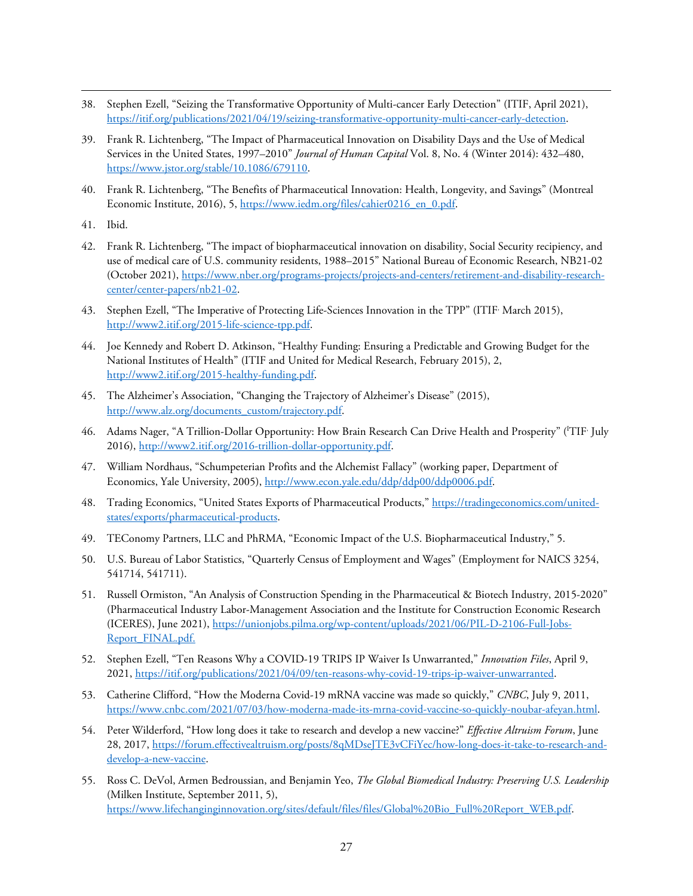38. Stephen Ezell, "Seizing the Transformative Opportunity of Multi-cancer Early Detection" (ITIF, April 2021), https://itif.org/publications/2021/04/19/seizing-transformative-opportunity-multi-cancer-early-detection.

39. Frank R. Lichtenberg, "The Impact of Pharmaceutical Innovation on Disability Days and the Use of Medical Services in the United States, 1997–2010" *Journal of Human Capital* Vol. 8, No. 4 (Winter 2014): 432–480, https://www.jstor.org/stable/10.1086/679110.

40. Frank R. Lichtenberg, "The Benefits of Pharmaceutical Innovation: Health, Longevity, and Savings" (Montreal Economic Institute, 2016), 5, https://www.iedm.org/files/cahier0216_en_0.pdf.

41. Ibid.

42. Frank R. Lichtenberg, "The impact of biopharmaceutical innovation on disability, Social Security recipiency, and use of medical care of U.S. community residents, 1988–2015" National Bureau of Economic Research, NB21-02 (October 2021), https://www.nber.org/programs-projects/projects-and-centers/retirement-and-disability-research-center/center-papers/nb21-02.

43. Stephen Ezell, "The Imperative of Protecting Life-Sciences Innovation in the TPP" (ITIF, March 2015), http://www2.itif.org/2015-life-science-tpp.pdf.

44. Joe Kennedy and Robert D. Atkinson, "Healthy Funding: Ensuring a Predictable and Growing Budget for the National Institutes of Health" (ITIF and United for Medical Research, February 2015), 2, http://www2.itif.org/2015-healthy-funding.pdf.

45. The Alzheimer's Association, "Changing the Trajectory of Alzheimer's Disease" (2015), http://www.alz.org/documents_custom/trajectory.pdf.

46. Adams Nager, "A Trillion-Dollar Opportunity: How Brain Research Can Drive Health and Prosperity" (ITIF, July 2016), http://www2.itif.org/2016-trillion-dollar-opportunity.pdf.

47. William Nordhaus, "Schumpeterian Profits and the Alchemist Fallacy" (working paper, Department of Economics, Yale University, 2005), http://www.econ.yale.edu/ddp/ddp00/ddp0006.pdf.

48. Trading Economics, "United States Exports of Pharmaceutical Products," https://tradingeconomics.com/united-states/exports/pharmaceutical-products.

49. TEConomy Partners, LLC and PhRMA, "Economic Impact of the U.S. Biopharmaceutical Industry," 5.

50. U.S. Bureau of Labor Statistics, "Quarterly Census of Employment and Wages" (Employment for NAICS 3254, 541714, 541711).

51. Russell Ormiston, "An Analysis of Construction Spending in the Pharmaceutical & Biotech Industry, 2015-2020" (Pharmaceutical Industry Labor-Management Association and the Institute for Construction Economic Research (ICERES), June 2021), https://unionjobs.pilma.org/wp-content/uploads/2021/06/PIL-D-2106-Full-Jobs-Report_FINAL.pdf.

52. Stephen Ezell, "Ten Reasons Why a COVID-19 TRIPS IP Waiver Is Unwarranted," *Innovation Files*, April 9, 2021, https://itif.org/publications/2021/04/09/ten-reasons-why-covid-19-trips-ip-waiver-unwarranted.

53. Catherine Clifford, "How the Moderna Covid-19 mRNA vaccine was made so quickly," *CNBC*, July 9, 2011, https://www.cnbc.com/2021/07/03/how-moderna-made-its-mrna-covid-vaccine-so-quickly-noubar-afeyan.html.

54. Peter Wilderford, "How long does it take to research and develop a new vaccine?" *Effective Altruism Forum*, June 28, 2017, https://forum.effectivealtruism.org/posts/8qMDseJTE3vCFiYec/how-long-does-it-take-to-research-and-develop-a-new-vaccine.

55. Ross C. DeVol, Armen Bedroussian, and Benjamin Yeo, *The Global Biomedical Industry: Preserving U.S. Leadership* (Milken Institute, September 2011, 5), https://www.lifechanginginnovation.org/sites/default/files/files/Global%20Bio_Full%20Report_WEB.pdf.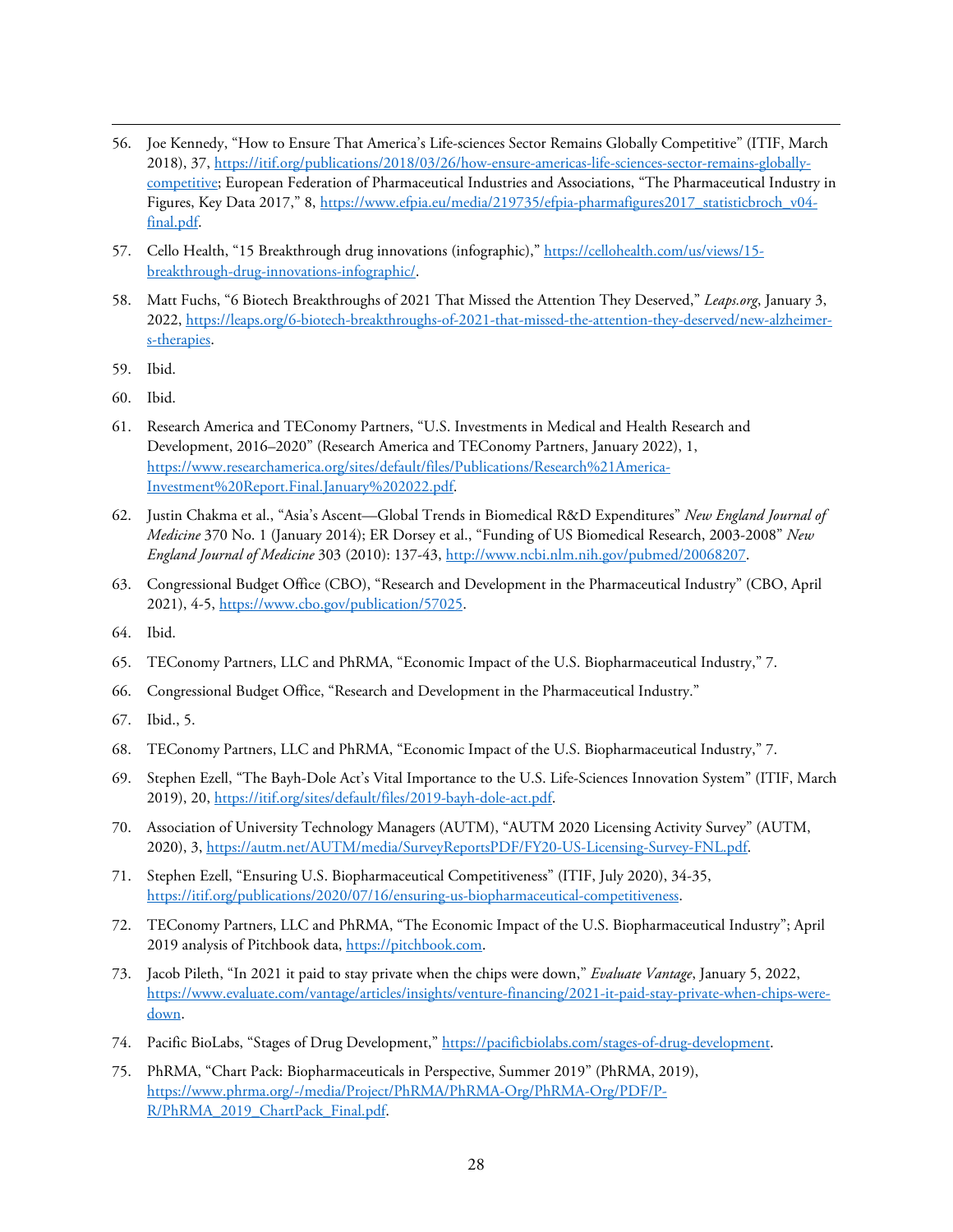56. Joe Kennedy, "How to Ensure That America's Life-sciences Sector Remains Globally Competitive" (ITIF, March 2018), 37, https://itif.org/publications/2018/03/26/how-ensure-americas-life-sciences-sector-remains-globally-competitive; European Federation of Pharmaceutical Industries and Associations, "The Pharmaceutical Industry in Figures, Key Data 2017," 8, https://www.efpia.eu/media/219735/efpia-pharmafigures2017_statisticbroch_v04-final.pdf.

57. Cello Health, "15 Breakthrough drug innovations (infographic)," https://cellohealth.com/us/views/15-breakthrough-drug-innovations-infographic/.

58. Matt Fuchs, "6 Biotech Breakthroughs of 2021 That Missed the Attention They Deserved," *Leaps.org*, January 3, 2022, https://leaps.org/6-biotech-breakthroughs-of-2021-that-missed-the-attention-they-deserved/new-alzheimer-s-therapies.

59. Ibid.

60. Ibid.

61. Research America and TEConomy Partners, "U.S. Investments in Medical and Health Research and Development, 2016–2020" (Research America and TEConomy Partners, January 2022), 1, https://www.researchamerica.org/sites/default/files/Publications/Research%21America-Investment%20Report.Final.January%202022.pdf.

62. Justin Chakma et al., "Asia's Ascent—Global Trends in Biomedical R&D Expenditures" *New England Journal of Medicine* 370 No. 1 (January 2014); ER Dorsey et al., "Funding of US Biomedical Research, 2003-2008" *New England Journal of Medicine* 303 (2010): 137-43, http://www.ncbi.nlm.nih.gov/pubmed/20068207.

63. Congressional Budget Office (CBO), "Research and Development in the Pharmaceutical Industry" (CBO, April 2021), 4-5, https://www.cbo.gov/publication/57025.

64. Ibid.

65. TEConomy Partners, LLC and PhRMA, "Economic Impact of the U.S. Biopharmaceutical Industry," 7.

66. Congressional Budget Office, "Research and Development in the Pharmaceutical Industry."

67. Ibid., 5.

68. TEConomy Partners, LLC and PhRMA, "Economic Impact of the U.S. Biopharmaceutical Industry," 7.

69. Stephen Ezell, "The Bayh-Dole Act's Vital Importance to the U.S. Life-Sciences Innovation System" (ITIF, March 2019), 20, https://itif.org/sites/default/files/2019-bayh-dole-act.pdf.

70. Association of University Technology Managers (AUTM), "AUTM 2020 Licensing Activity Survey" (AUTM, 2020), 3, https://autm.net/AUTM/media/SurveyReportsPDF/FY20-US-Licensing-Survey-FNL.pdf.

71. Stephen Ezell, "Ensuring U.S. Biopharmaceutical Competitiveness" (ITIF, July 2020), 34-35, https://itif.org/publications/2020/07/16/ensuring-us-biopharmaceutical-competitiveness.

72. TEConomy Partners, LLC and PhRMA, "The Economic Impact of the U.S. Biopharmaceutical Industry"; April 2019 analysis of Pitchbook data, https://pitchbook.com.

73. Jacob Pileth, "In 2021 it paid to stay private when the chips were down," *Evaluate Vantage*, January 5, 2022, https://www.evaluate.com/vantage/articles/insights/venture-financing/2021-it-paid-stay-private-when-chips-were-down.

74. Pacific BioLabs, "Stages of Drug Development," https://pacificbiolabs.com/stages-of-drug-development.

75. PhRMA, "Chart Pack: Biopharmaceuticals in Perspective, Summer 2019" (PhRMA, 2019), https://www.phrma.org/-/media/Project/PhRMA/PhRMA-Org/PhRMA-Org/PDF/P-R/PhRMA_2019_ChartPack_Final.pdf.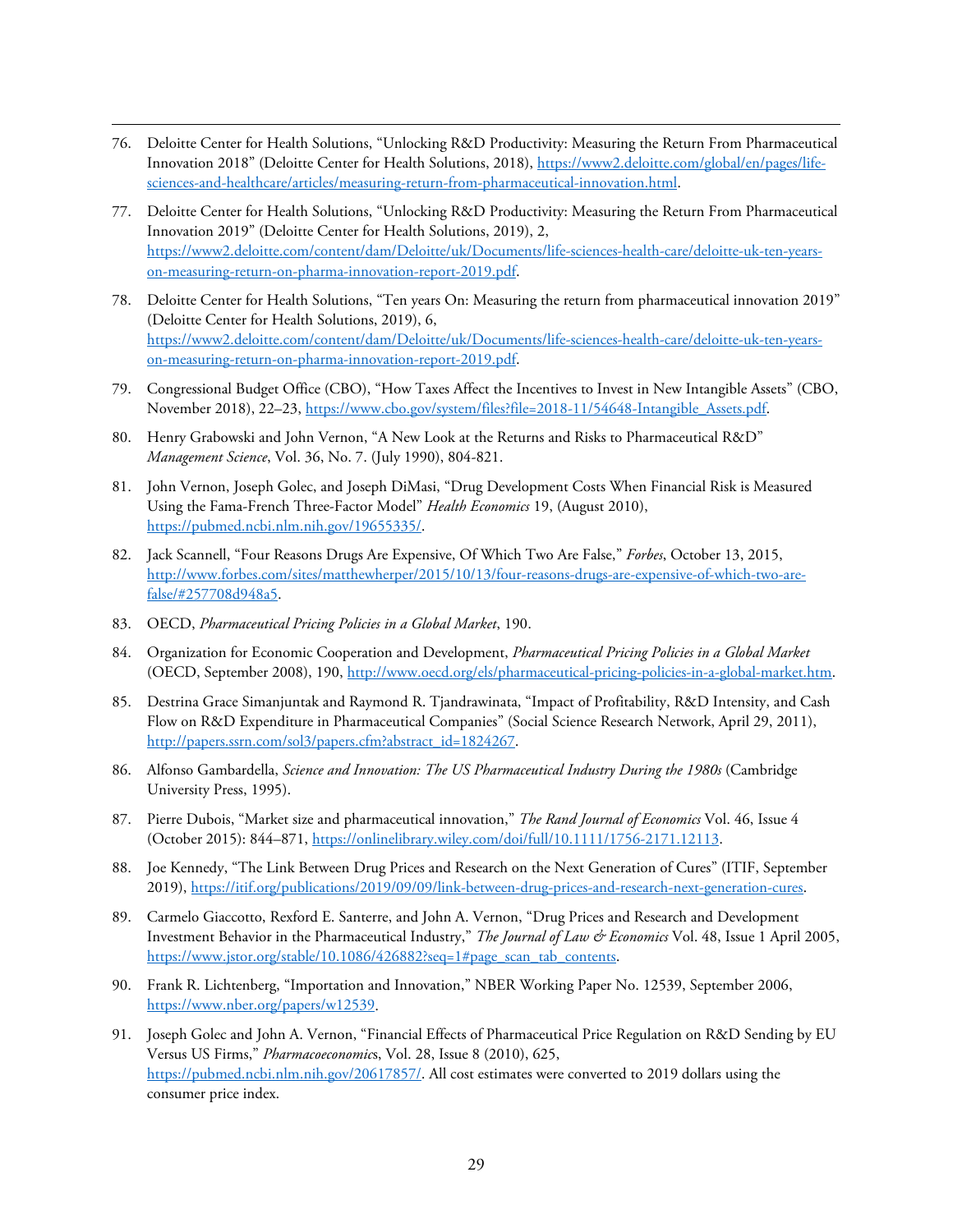76. Deloitte Center for Health Solutions, "Unlocking R&D Productivity: Measuring the Return From Pharmaceutical Innovation 2018" (Deloitte Center for Health Solutions, 2018), https://www2.deloitte.com/global/en/pages/life-sciences-and-healthcare/articles/measuring-return-from-pharmaceutical-innovation.html.

77. Deloitte Center for Health Solutions, "Unlocking R&D Productivity: Measuring the Return From Pharmaceutical Innovation 2019" (Deloitte Center for Health Solutions, 2019), 2, https://www2.deloitte.com/content/dam/Deloitte/uk/Documents/life-sciences-health-care/deloitte-uk-ten-years-on-measuring-return-on-pharma-innovation-report-2019.pdf.

78. Deloitte Center for Health Solutions, "Ten years On: Measuring the return from pharmaceutical innovation 2019" (Deloitte Center for Health Solutions, 2019), 6, https://www2.deloitte.com/content/dam/Deloitte/uk/Documents/life-sciences-health-care/deloitte-uk-ten-years-on-measuring-return-on-pharma-innovation-report-2019.pdf.

79. Congressional Budget Office (CBO), "How Taxes Affect the Incentives to Invest in New Intangible Assets" (CBO, November 2018), 22–23, https://www.cbo.gov/system/files?file=2018-11/54648-Intangible_Assets.pdf.

80. Henry Grabowski and John Vernon, "A New Look at the Returns and Risks to Pharmaceutical R&D" *Management Science*, Vol. 36, No. 7. (July 1990), 804-821.

81. John Vernon, Joseph Golec, and Joseph DiMasi, "Drug Development Costs When Financial Risk is Measured Using the Fama-French Three-Factor Model" *Health Economics* 19, (August 2010), https://pubmed.ncbi.nlm.nih.gov/19655335/.

82. Jack Scannell, "Four Reasons Drugs Are Expensive, Of Which Two Are False," *Forbes*, October 13, 2015, http://www.forbes.com/sites/matthewherper/2015/10/13/four-reasons-drugs-are-expensive-of-which-two-are-false/#257708d948a5.

83. OECD, *Pharmaceutical Pricing Policies in a Global Market*, 190.

84. Organization for Economic Cooperation and Development, *Pharmaceutical Pricing Policies in a Global Market* (OECD, September 2008), 190, http://www.oecd.org/els/pharmaceutical-pricing-policies-in-a-global-market.htm.

85. Destrina Grace Simanjuntak and Raymond R. Tjandrawinata, "Impact of Profitability, R&D Intensity, and Cash Flow on R&D Expenditure in Pharmaceutical Companies" (Social Science Research Network, April 29, 2011), http://papers.ssrn.com/sol3/papers.cfm?abstract_id=1824267.

86. Alfonso Gambardella, *Science and Innovation: The US Pharmaceutical Industry During the 1980s* (Cambridge University Press, 1995).

87. Pierre Dubois, "Market size and pharmaceutical innovation," *The Rand Journal of Economics* Vol. 46, Issue 4 (October 2015): 844–871, https://onlinelibrary.wiley.com/doi/full/10.1111/1756-2171.12113.

88. Joe Kennedy, "The Link Between Drug Prices and Research on the Next Generation of Cures" (ITIF, September 2019), https://itif.org/publications/2019/09/09/link-between-drug-prices-and-research-next-generation-cures.

89. Carmelo Giaccotto, Rexford E. Santerre, and John A. Vernon, "Drug Prices and Research and Development Investment Behavior in the Pharmaceutical Industry," *The Journal of Law & Economics* Vol. 48, Issue 1 April 2005, https://www.jstor.org/stable/10.1086/426882?seq=1#page_scan_tab_contents.

90. Frank R. Lichtenberg, "Importation and Innovation," NBER Working Paper No. 12539, September 2006, https://www.nber.org/papers/w12539.

91. Joseph Golec and John A. Vernon, "Financial Effects of Pharmaceutical Price Regulation on R&D Sending by EU Versus US Firms," *Pharmacoeconomics*, Vol. 28, Issue 8 (2010), 625, https://pubmed.ncbi.nlm.nih.gov/20617857/. All cost estimates were converted to 2019 dollars using the consumer price index.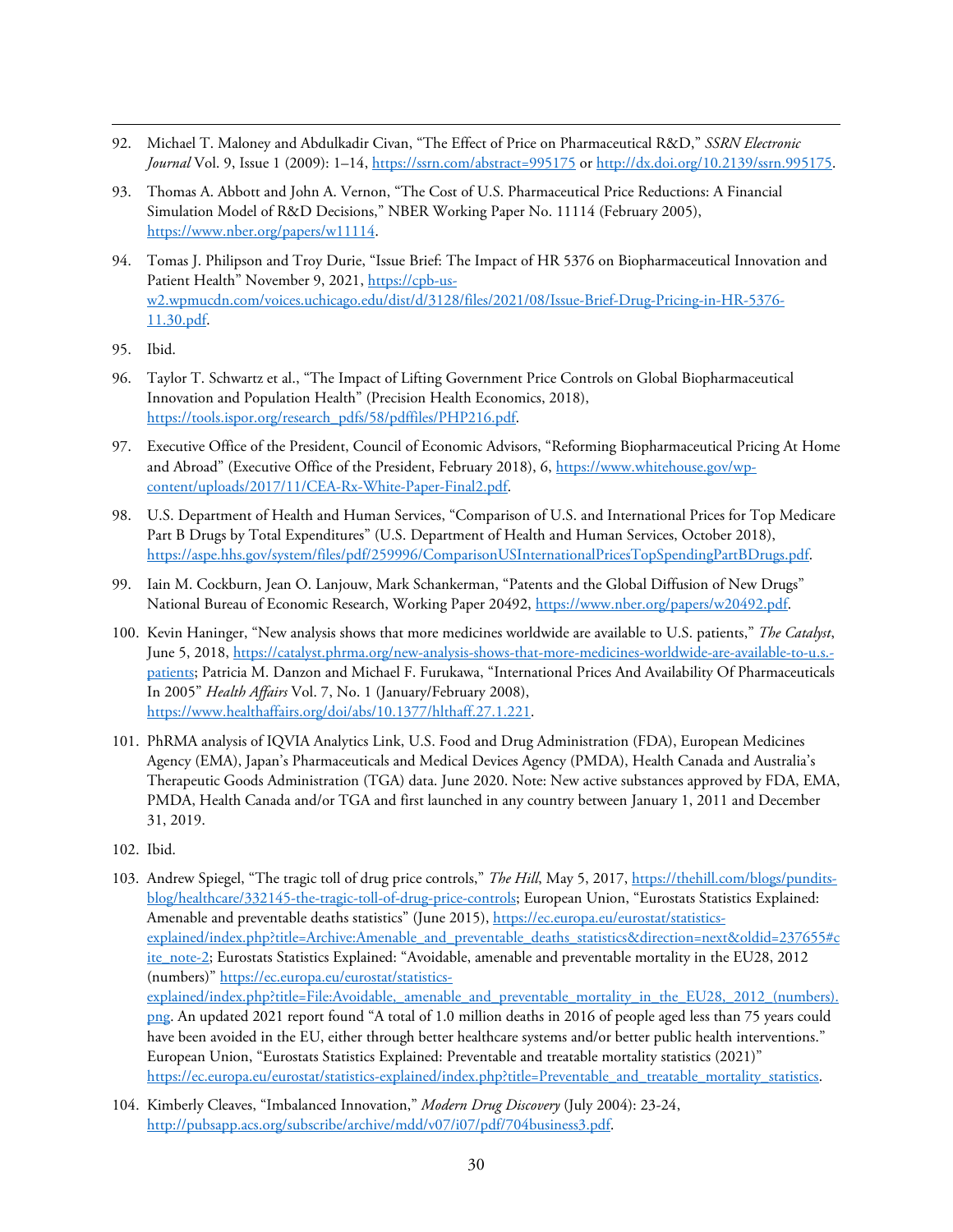92. Michael T. Maloney and Abdulkadir Civan, "The Effect of Price on Pharmaceutical R&D," *SSRN Electronic Journal* Vol. 9, Issue 1 (2009): 1–14, https://ssrn.com/abstract=995175 or http://dx.doi.org/10.2139/ssrn.995175.

93. Thomas A. Abbott and John A. Vernon, "The Cost of U.S. Pharmaceutical Price Reductions: A Financial Simulation Model of R&D Decisions," NBER Working Paper No. 11114 (February 2005), https://www.nber.org/papers/w11114.

94. Tomas J. Philipson and Troy Durie, "Issue Brief: The Impact of HR 5376 on Biopharmaceutical Innovation and Patient Health" November 9, 2021, https://cpb-us-w2.wpmucdn.com/voices.uchicago.edu/dist/d/3128/files/2021/08/Issue-Brief-Drug-Pricing-in-HR-5376-11.30.pdf.

95. Ibid.

96. Taylor T. Schwartz et al., "The Impact of Lifting Government Price Controls on Global Biopharmaceutical Innovation and Population Health" (Precision Health Economics, 2018), https://tools.ispor.org/research_pdfs/58/pdffiles/PHP216.pdf.

97. Executive Office of the President, Council of Economic Advisors, "Reforming Biopharmaceutical Pricing At Home and Abroad" (Executive Office of the President, February 2018), 6, https://www.whitehouse.gov/wp-content/uploads/2017/11/CEA-Rx-White-Paper-Final2.pdf.

98. U.S. Department of Health and Human Services, "Comparison of U.S. and International Prices for Top Medicare Part B Drugs by Total Expenditures" (U.S. Department of Health and Human Services, October 2018), https://aspe.hhs.gov/system/files/pdf/259996/ComparisonUSInternationalPricesTopSpendingPartBDrugs.pdf.

99. Iain M. Cockburn, Jean O. Lanjouw, Mark Schankerman, "Patents and the Global Diffusion of New Drugs" National Bureau of Economic Research, Working Paper 20492, https://www.nber.org/papers/w20492.pdf.

100. Kevin Haninger, "New analysis shows that more medicines worldwide are available to U.S. patients," *The Catalyst*, June 5, 2018, https://catalyst.phrma.org/new-analysis-shows-that-more-medicines-worldwide-are-available-to-u.s.-patients; Patricia M. Danzon and Michael F. Furukawa, "International Prices And Availability Of Pharmaceuticals In 2005" *Health Affairs* Vol. 7, No. 1 (January/February 2008), https://www.healthaffairs.org/doi/abs/10.1377/hlthaff.27.1.221.

101. PhRMA analysis of IQVIA Analytics Link, U.S. Food and Drug Administration (FDA), European Medicines Agency (EMA), Japan's Pharmaceuticals and Medical Devices Agency (PMDA), Health Canada and Australia's Therapeutic Goods Administration (TGA) data. June 2020. Note: New active substances approved by FDA, EMA, PMDA, Health Canada and/or TGA and first launched in any country between January 1, 2011 and December 31, 2019.

102. Ibid.

103. Andrew Spiegel, "The tragic toll of drug price controls," *The Hill*, May 5, 2017, https://thehill.com/blogs/pundits-blog/healthcare/332145-the-tragic-toll-of-drug-price-controls; European Union, "Eurostats Statistics Explained: Amenable and preventable deaths statistics" (June 2015), https://ec.europa.eu/eurostat/statistics-explained/index.php?title=Archive:Amenable_and_preventable_deaths_statistics&direction=next&oldid=237655#cite_note-2; Eurostats Statistics Explained: "Avoidable, amenable and preventable mortality in the EU28, 2012 (numbers)" https://ec.europa.eu/eurostat/statistics-explained/index.php?title=File:Avoidable,_amenable_and_preventable_mortality_in_the_EU28,_2012_(numbers).png. An updated 2021 report found "A total of 1.0 million deaths in 2016 of people aged less than 75 years could have been avoided in the EU, either through better healthcare systems and/or better public health interventions." European Union, "Eurostats Statistics Explained: Preventable and treatable mortality statistics (2021)" https://ec.europa.eu/eurostat/statistics-explained/index.php?title=Preventable_and_treatable_mortality_statistics.

104. Kimberly Cleaves, "Imbalanced Innovation," *Modern Drug Discovery* (July 2004): 23-24, http://pubsapp.acs.org/subscribe/archive/mdd/v07/i07/pdf/704business3.pdf.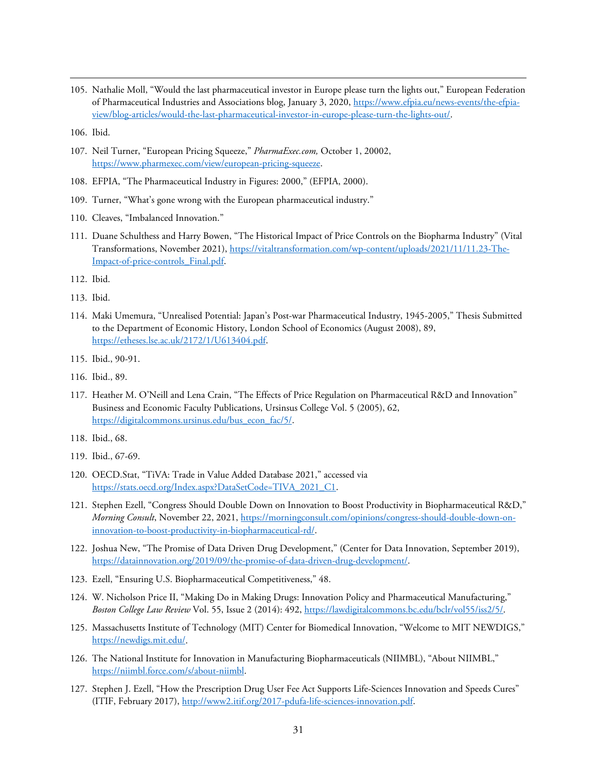105. Nathalie Moll, "Would the last pharmaceutical investor in Europe please turn the lights out," European Federation of Pharmaceutical Industries and Associations blog, January 3, 2020, https://www.efpia.eu/news-events/the-efpia-view/blog-articles/would-the-last-pharmaceutical-investor-in-europe-please-turn-the-lights-out/.

106. Ibid.

107. Neil Turner, "European Pricing Squeeze," *PharmaExec.com,* October 1, 20002, https://www.pharmexec.com/view/european-pricing-squeeze.

108. EFPIA, "The Pharmaceutical Industry in Figures: 2000," (EFPIA, 2000).

109. Turner, "What's gone wrong with the European pharmaceutical industry."

110. Cleaves, "Imbalanced Innovation."

111. Duane Schulthess and Harry Bowen, "The Historical Impact of Price Controls on the Biopharma Industry" (Vital Transformations, November 2021), https://vitaltransformation.com/wp-content/uploads/2021/11/11.23-The-Impact-of-price-controls_Final.pdf.

112. Ibid.

113. Ibid.

114. Maki Umemura, "Unrealised Potential: Japan's Post-war Pharmaceutical Industry, 1945-2005," Thesis Submitted to the Department of Economic History, London School of Economics (August 2008), 89, https://etheses.lse.ac.uk/2172/1/U613404.pdf.

115. Ibid., 90-91.

116. Ibid., 89.

117. Heather M. O'Neill and Lena Crain, "The Effects of Price Regulation on Pharmaceutical R&D and Innovation" Business and Economic Faculty Publications, Ursinsus College Vol. 5 (2005), 62, https://digitalcommons.ursinus.edu/bus_econ_fac/5/.

118. Ibid., 68.

119. Ibid., 67-69.

120. OECD.Stat, "TiVA: Trade in Value Added Database 2021," accessed via https://stats.oecd.org/Index.aspx?DataSetCode=TIVA_2021_C1.

121. Stephen Ezell, "Congress Should Double Down on Innovation to Boost Productivity in Biopharmaceutical R&D," *Morning Consult*, November 22, 2021, https://morningconsult.com/opinions/congress-should-double-down-on-innovation-to-boost-productivity-in-biopharmaceutical-rd/.

122. Joshua New, "The Promise of Data Driven Drug Development," (Center for Data Innovation, September 2019), https://datainnovation.org/2019/09/the-promise-of-data-driven-drug-development/.

123. Ezell, "Ensuring U.S. Biopharmaceutical Competitiveness," 48.

124. W. Nicholson Price II, "Making Do in Making Drugs: Innovation Policy and Pharmaceutical Manufacturing," *Boston College Law Review* Vol. 55, Issue 2 (2014): 492, https://lawdigitalcommons.bc.edu/bclr/vol55/iss2/5/.

125. Massachusetts Institute of Technology (MIT) Center for Biomedical Innovation, "Welcome to MIT NEWDIGS," https://newdigs.mit.edu/.

126. The National Institute for Innovation in Manufacturing Biopharmaceuticals (NIIMBL), "About NIIMBL," https://niimbl.force.com/s/about-niimbl.

127. Stephen J. Ezell, "How the Prescription Drug User Fee Act Supports Life-Sciences Innovation and Speeds Cures" (ITIF, February 2017), http://www2.itif.org/2017-pdufa-life-sciences-innovation.pdf.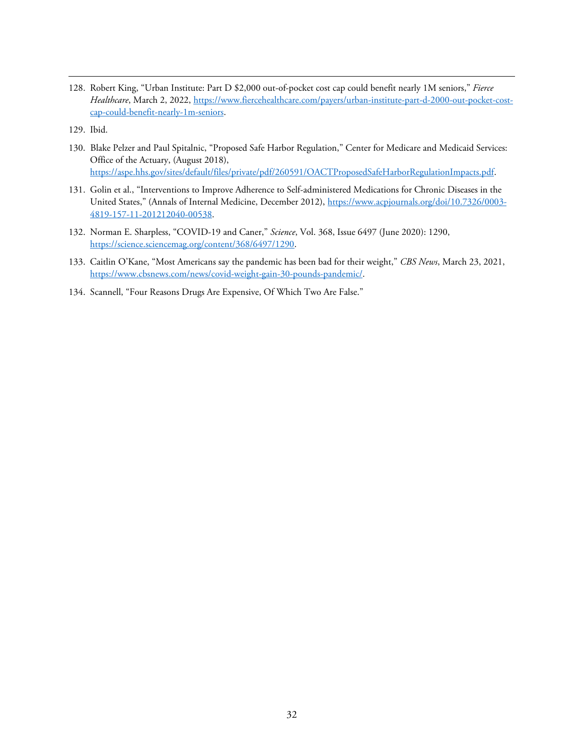128. Robert King, "Urban Institute: Part D $2,000 out-of-pocket cost cap could benefit nearly 1M seniors," *Fierce Healthcare*, March 2, 2022, https://www.fiercehealthcare.com/payers/urban-institute-part-d-2000-out-pocket-cost-cap-could-benefit-nearly-1m-seniors.

129. Ibid.

130. Blake Pelzer and Paul Spitalnic, "Proposed Safe Harbor Regulation," Center for Medicare and Medicaid Services: Office of the Actuary, (August 2018), https://aspe.hhs.gov/sites/default/files/private/pdf/260591/OACTProposedSafeHarborRegulationImpacts.pdf.

131. Golin et al., "Interventions to Improve Adherence to Self-administered Medications for Chronic Diseases in the United States," (Annals of Internal Medicine, December 2012), https://www.acpjournals.org/doi/10.7326/0003-4819-157-11-201212040-00538.

132. Norman E. Sharpless, "COVID-19 and Caner," *Science*, Vol. 368, Issue 6497 (June 2020): 1290, https://science.sciencemag.org/content/368/6497/1290.

133. Caitlin O'Kane, "Most Americans say the pandemic has been bad for their weight," *CBS News*, March 23, 2021, https://www.cbsnews.com/news/covid-weight-gain-30-pounds-pandemic/.

134. Scannell, "Four Reasons Drugs Are Expensive, Of Which Two Are False."